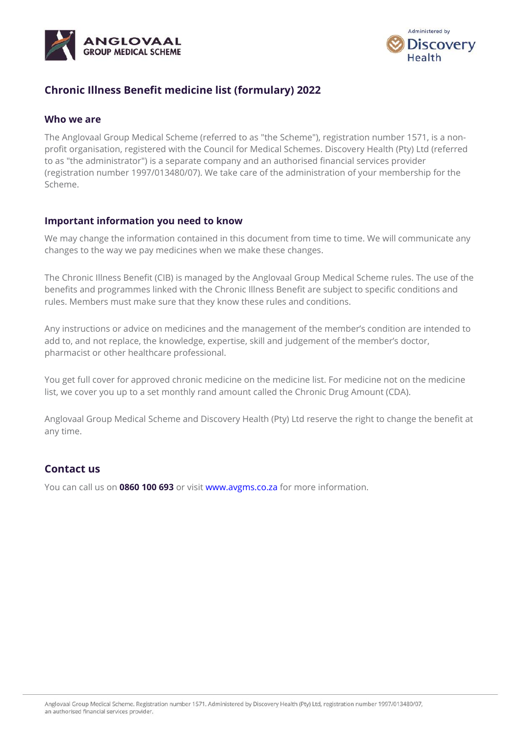# Chronic Illness Benefit medicine list (formulary) 2022

## Who we are

The Anglovaal Group Medical Scheme (referred to as "the Scheme"), registration number 1571, is a non-profit organisation, registered with the Council for Medical Schemes. Discovery Health (Pty) Ltd (referred to as "the administrator") is a separate company and an authorised financial services provider (registration number 1997/013480/07). We take care of the administration of your membership for the Scheme.

## Important information you need to know

We may change the information contained in this document from time to time. We will communicate any changes to the way we pay medicines when we make these changes.

The Chronic Illness Benefit (CIB) is managed by the Anglovaal Group Medical Scheme rules. The use of the benefits and programmes linked with the Chronic Illness Benefit are subject to specific conditions and rules. Members must make sure that they know these rules and conditions.

Any instructions or advice on medicines and the management of the member's condition are intended to add to, and not replace, the knowledge, expertise, skill and judgement of the member's doctor, pharmacist or other healthcare professional.

You get full cover for approved chronic medicine on the medicine list. For medicine not on the medicine list, we cover you up to a set monthly rand amount called the Chronic Drug Amount (CDA).

Anglovaal Group Medical Scheme and Discovery Health (Pty) Ltd reserve the right to change the benefit at any time.

## Contact us

You can call us on **0860 100 693** or visit www.avgms.co.za for more information.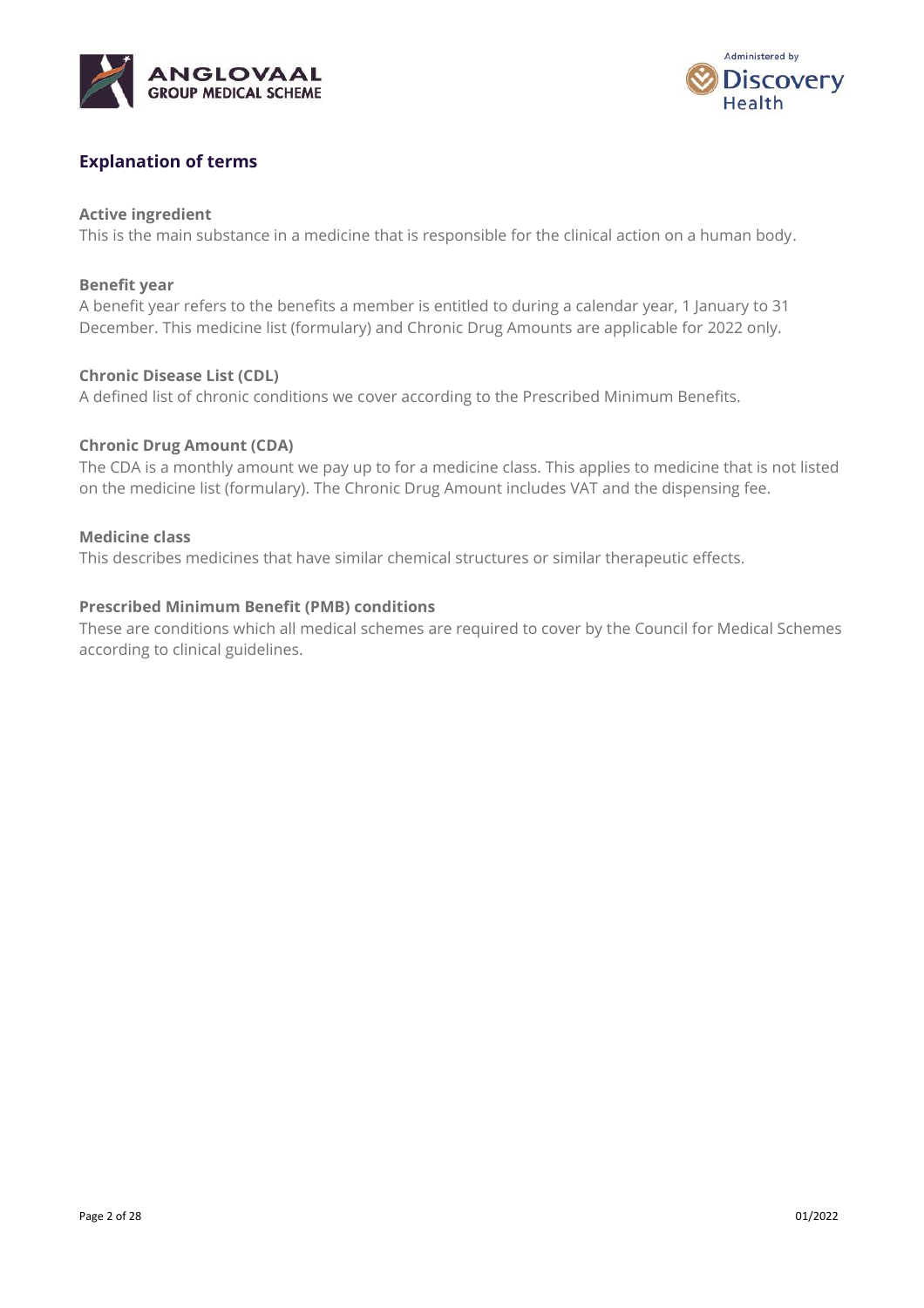## Explanation of terms

**Active ingredient**
This is the main substance in a medicine that is responsible for the clinical action on a human body.

**Benefit year**
A benefit year refers to the benefits a member is entitled to during a calendar year, 1 January to 31 December. This medicine list (formulary) and Chronic Drug Amounts are applicable for 2022 only.

**Chronic Disease List (CDL)**
A defined list of chronic conditions we cover according to the Prescribed Minimum Benefits.

**Chronic Drug Amount (CDA)**
The CDA is a monthly amount we pay up to for a medicine class. This applies to medicine that is not listed on the medicine list (formulary). The Chronic Drug Amount includes VAT and the dispensing fee.

**Medicine class**
This describes medicines that have similar chemical structures or similar therapeutic effects.

**Prescribed Minimum Benefit (PMB) conditions**
These are conditions which all medical schemes are required to cover by the Council for Medical Schemes according to clinical guidelines.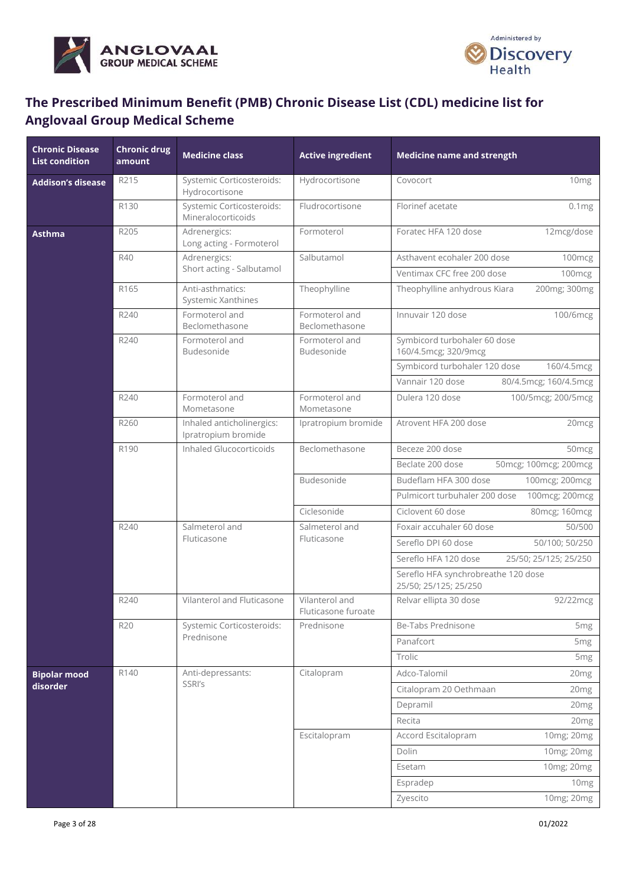## The Prescribed Minimum Benefit (PMB) Chronic Disease List (CDL) medicine list for Anglovaal Group Medical Scheme

| Chronic Disease List condition | Chronic drug amount | Medicine class | Active ingredient | Medicine name and strength | |
|---|---|---|---|---|---|
| **Addison's disease** | R215 | Systemic Corticosteroids: Hydrocortisone | Hydrocortisone | Covocort | 10mg |
| | R130 | Systemic Corticosteroids: Mineralocorticoids | Fludrocortisone | Florinef acetate | 0.1mg |
| **Asthma** | R205 | Adrenergics: Long acting - Formoterol | Formoterol | Foratec HFA 120 dose | 12mcg/dose |
| | R40 | Adrenergics: Short acting - Salbutamol | Salbutamol | Asthavent ecohaler 200 dose | 100mcg |
| | | | | Ventimax CFC free 200 dose | 100mcg |
| | R165 | Anti-asthmatics: Systemic Xanthines | Theophylline | Theophylline anhydrous Kiara | 200mg; 300mg |
| | R240 | Formoterol and Beclomethasone | Formoterol and Beclomethasone | Innuvair 120 dose | 100/6mcg |
| | R240 | Formoterol and Budesonide | Formoterol and Budesonide | Symbicord turbohaler 60 dose 160/4.5mcg; 320/9mcg | |
| | | | | Symbicord turbohaler 120 dose | 160/4.5mcg |
| | | | | Vannair 120 dose | 80/4.5mcg; 160/4.5mcg |
| | R240 | Formoterol and Mometasone | Formoterol and Mometasone | Dulera 120 dose | 100/5mcg; 200/5mcg |
| | R260 | Inhaled anticholinergics: Ipratropium bromide | Ipratropium bromide | Atrovent HFA 200 dose | 20mcg |
| | R190 | Inhaled Glucocorticoids | Beclomethasone | Beceze 200 dose | 50mcg |
| | | | | Beclate 200 dose | 50mcg; 100mcg; 200mcg |
| | | | Budesonide | Budeflam HFA 300 dose | 100mcg; 200mcg |
| | | | | Pulmicort turbuhaler 200 dose | 100mcg; 200mcg |
| | | | Ciclesonide | Ciclovent 60 dose | 80mcg; 160mcg |
| | R240 | Salmeterol and Fluticasone | Salmeterol and Fluticasone | Foxair accuhaler 60 dose | 50/500 |
| | | | | Sereflo DPI 60 dose | 50/100; 50/250 |
| | | | | Sereflo HFA 120 dose | 25/50; 25/125; 25/250 |
| | | | | Sereflo HFA synchrobreathe 120 dose 25/50; 25/125; 25/250 | |
| | R240 | Vilanterol and Fluticasone | Vilanterol and Fluticasone furoate | Relvar ellipta 30 dose | 92/22mcg |
| | R20 | Systemic Corticosteroids: Prednisone | Prednisone | Be-Tabs Prednisone | 5mg |
| | | | | Panafcort | 5mg |
| | | | | Trolic | 5mg |
| **Bipolar mood disorder** | R140 | Anti-depressants: SSRI's | Citalopram | Adco-Talomil | 20mg |
| | | | | Citalopram 20 Oethmaan | 20mg |
| | | | | Depramil | 20mg |
| | | | | Recita | 20mg |
| | | | Escitalopram | Accord Escitalopram | 10mg; 20mg |
| | | | | Dolin | 10mg; 20mg |
| | | | | Esetam | 10mg; 20mg |
| | | | | Espradep | 10mg |
| | | | | Zyescito | 10mg; 20mg |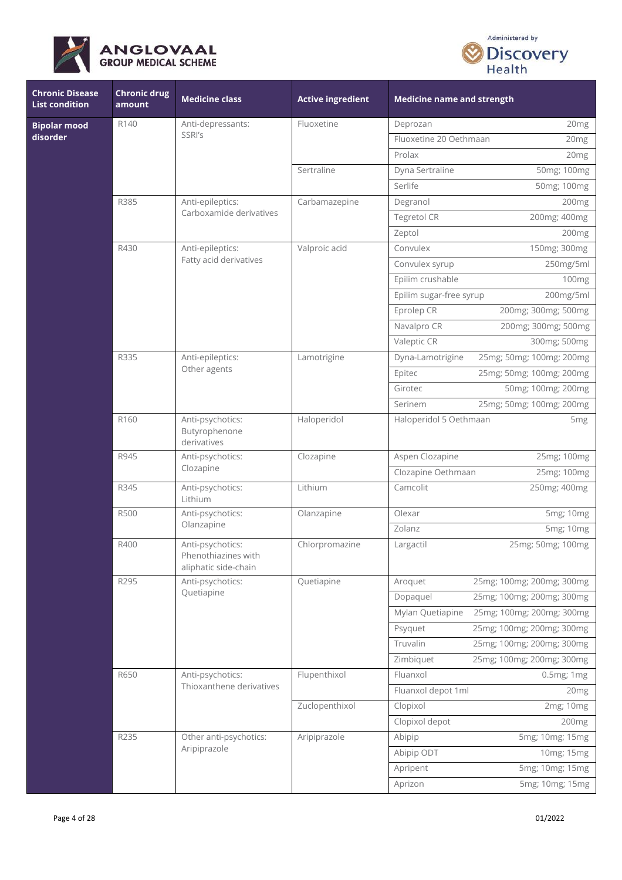| Chronic Disease List condition | Chronic drug amount | Medicine class | Active ingredient | Medicine name and strength | |
|---|---|---|---|---|---|
| **Bipolar mood disorder** | R140 | Anti-depressants: SSRI's | Fluoxetine | Deprozan | 20mg |
| | | | | Fluoxetine 20 Oethmaan | 20mg |
| | | | | Prolax | 20mg |
| | | | Sertraline | Dyna Sertraline | 50mg; 100mg |
| | | | | Serlife | 50mg; 100mg |
| | R385 | Anti-epileptics: Carboxamide derivatives | Carbamazepine | Degranol | 200mg |
| | | | | Tegretol CR | 200mg; 400mg |
| | | | | Zeptol | 200mg |
| | R430 | Anti-epileptics: Fatty acid derivatives | Valproic acid | Convulex | 150mg; 300mg |
| | | | | Convulex syrup | 250mg/5ml |
| | | | | Epilim crushable | 100mg |
| | | | | Epilim sugar-free syrup | 200mg/5ml |
| | | | | Eprolep CR | 200mg; 300mg; 500mg |
| | | | | Navalpro CR | 200mg; 300mg; 500mg |
| | | | | Valeptic CR | 300mg; 500mg |
| | R335 | Anti-epileptics: Other agents | Lamotrigine | Dyna-Lamotrigine | 25mg; 50mg; 100mg; 200mg |
| | | | | Epitec | 25mg; 50mg; 100mg; 200mg |
| | | | | Girotec | 50mg; 100mg; 200mg |
| | | | | Serinem | 25mg; 50mg; 100mg; 200mg |
| | R160 | Anti-psychotics: Butyrophenone derivatives | Haloperidol | Haloperidol 5 Oethmaan | 5mg |
| | R945 | Anti-psychotics: Clozapine | Clozapine | Aspen Clozapine | 25mg; 100mg |
| | | | | Clozapine Oethmaan | 25mg; 100mg |
| | R345 | Anti-psychotics: Lithium | Lithium | Camcolit | 250mg; 400mg |
| | R500 | Anti-psychotics: Olanzapine | Olanzapine | Olexar | 5mg; 10mg |
| | | | | Zolanz | 5mg; 10mg |
| | R400 | Anti-psychotics: Phenothiazines with aliphatic side-chain | Chlorpromazine | Largactil | 25mg; 50mg; 100mg |
| | R295 | Anti-psychotics: Quetiapine | Quetiapine | Aroquet | 25mg; 100mg; 200mg; 300mg |
| | | | | Dopaquel | 25mg; 100mg; 200mg; 300mg |
| | | | | Mylan Quetiapine | 25mg; 100mg; 200mg; 300mg |
| | | | | Psyquet | 25mg; 100mg; 200mg; 300mg |
| | | | | Truvalin | 25mg; 100mg; 200mg; 300mg |
| | | | | Zimbiquet | 25mg; 100mg; 200mg; 300mg |
| | R650 | Anti-psychotics: Thioxanthene derivatives | Flupenthixol | Fluanxol | 0.5mg; 1mg |
| | | | | Fluanxol depot 1ml | 20mg |
| | | | Zuclopenthixol | Clopixol | 2mg; 10mg |
| | | | | Clopixol depot | 200mg |
| | R235 | Other anti-psychotics: Aripiprazole | Aripiprazole | Abipip | 5mg; 10mg; 15mg |
| | | | | Abipip ODT | 10mg; 15mg |
| | | | | Apripent | 5mg; 10mg; 15mg |
| | | | | Aprizon | 5mg; 10mg; 15mg |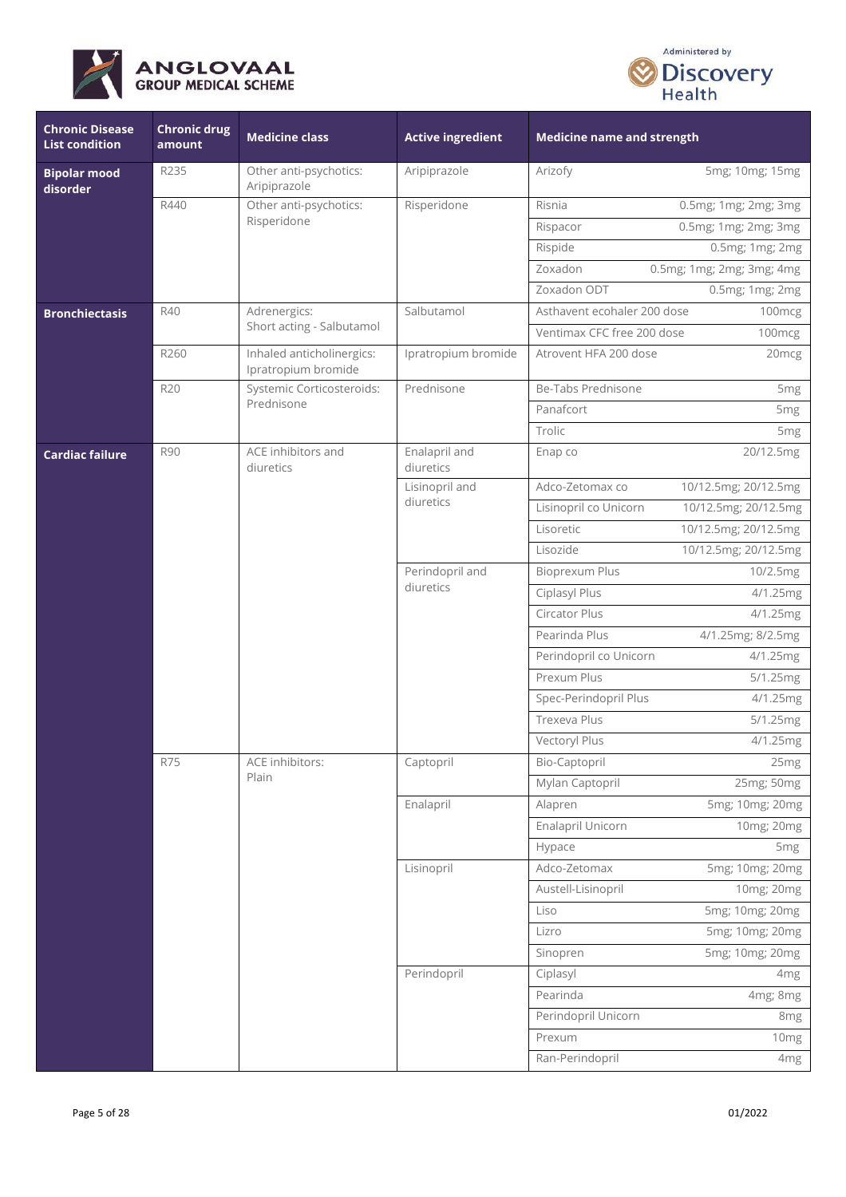| Chronic Disease List condition | Chronic drug amount | Medicine class | Active ingredient | Medicine name and strength | |
|---|---|---|---|---|---|
| **Bipolar mood disorder** | R235 | Other anti-psychotics: Aripiprazole | Aripiprazole | Arizofy | 5mg; 10mg; 15mg |
| | R440 | Other anti-psychotics: Risperidone | Risperidone | Risnia | 0.5mg; 1mg; 2mg; 3mg |
| | | | | Rispacor | 0.5mg; 1mg; 2mg; 3mg |
| | | | | Rispide | 0.5mg; 1mg; 2mg |
| | | | | Zoxadon | 0.5mg; 1mg; 2mg; 3mg; 4mg |
| | | | | Zoxadon ODT | 0.5mg; 1mg; 2mg |
| **Bronchiectasis** | R40 | Adrenergics: Short acting - Salbutamol | Salbutamol | Asthavent ecohaler 200 dose | 100mcg |
| | | | | Ventimax CFC free 200 dose | 100mcg |
| | R260 | Inhaled anticholinergics: Ipratropium bromide | Ipratropium bromide | Atrovent HFA 200 dose | 20mcg |
| | R20 | Systemic Corticosteroids: Prednisone | Prednisone | Be-Tabs Prednisone | 5mg |
| | | | | Panafcort | 5mg |
| | | | | Trolic | 5mg |
| **Cardiac failure** | R90 | ACE inhibitors and diuretics | Enalapril and diuretics | Enap co | 20/12.5mg |
| | | | Lisinopril and diuretics | Adco-Zetomax co | 10/12.5mg; 20/12.5mg |
| | | | | Lisinopril co Unicorn | 10/12.5mg; 20/12.5mg |
| | | | | Lisoretic | 10/12.5mg; 20/12.5mg |
| | | | | Lisozide | 10/12.5mg; 20/12.5mg |
| | | | Perindopril and diuretics | Bioprexum Plus | 10/2.5mg |
| | | | | Ciplasyl Plus | 4/1.25mg |
| | | | | Circator Plus | 4/1.25mg |
| | | | | Pearinda Plus | 4/1.25mg; 8/2.5mg |
| | | | | Perindopril co Unicorn | 4/1.25mg |
| | | | | Prexum Plus | 5/1.25mg |
| | | | | Spec-Perindopril Plus | 4/1.25mg |
| | | | | Trexeva Plus | 5/1.25mg |
| | | | | Vectoryl Plus | 4/1.25mg |
| | R75 | ACE inhibitors: Plain | Captopril | Bio-Captopril | 25mg |
| | | | | Mylan Captopril | 25mg; 50mg |
| | | | Enalapril | Alapren | 5mg; 10mg; 20mg |
| | | | | Enalapril Unicorn | 10mg; 20mg |
| | | | | Hypace | 5mg |
| | | | Lisinopril | Adco-Zetomax | 5mg; 10mg; 20mg |
| | | | | Austell-Lisinopril | 10mg; 20mg |
| | | | | Liso | 5mg; 10mg; 20mg |
| | | | | Lizro | 5mg; 10mg; 20mg |
| | | | | Sinopren | 5mg; 10mg; 20mg |
| | | | Perindopril | Ciplasyl | 4mg |
| | | | | Pearinda | 4mg; 8mg |
| | | | | Perindopril Unicorn | 8mg |
| | | | | Prexum | 10mg |
| | | | | Ran-Perindopril | 4mg |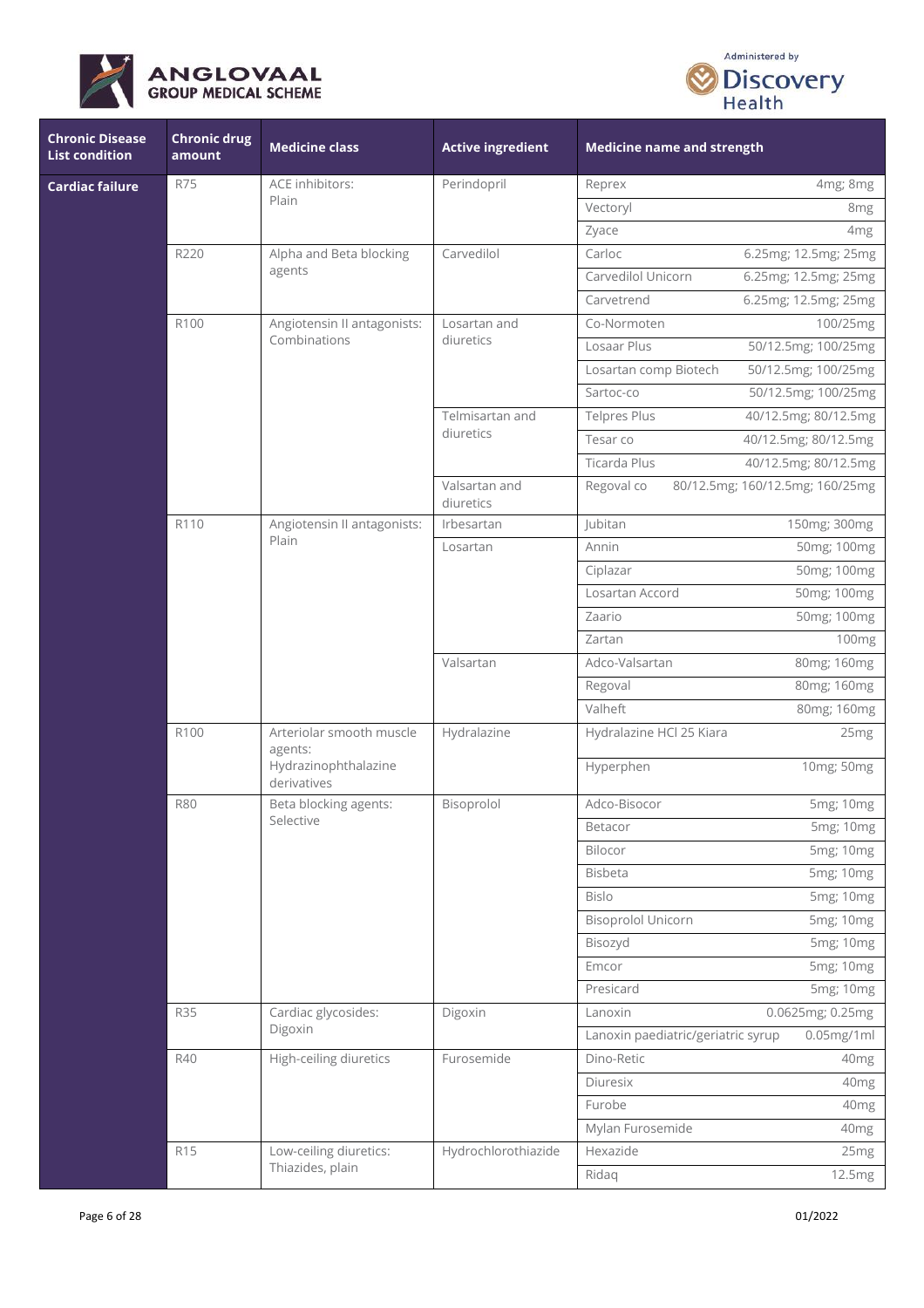| Chronic Disease List condition | Chronic drug amount | Medicine class | Active ingredient | Medicine name and strength | |
|---|---|---|---|---|---|
| **Cardiac failure** | R75 | ACE inhibitors: Plain | Perindopril | Reprex | 4mg; 8mg |
| | | | | Vectoryl | 8mg |
| | | | | Zyace | 4mg |
| | R220 | Alpha and Beta blocking agents | Carvedilol | Carloc | 6.25mg; 12.5mg; 25mg |
| | | | | Carvedilol Unicorn | 6.25mg; 12.5mg; 25mg |
| | | | | Carvetrend | 6.25mg; 12.5mg; 25mg |
| | R100 | Angiotensin II antagonists: Combinations | Losartan and diuretics | Co-Normoten | 100/25mg |
| | | | | Losaar Plus | 50/12.5mg; 100/25mg |
| | | | | Losartan comp Biotech | 50/12.5mg; 100/25mg |
| | | | | Sartoc-co | 50/12.5mg; 100/25mg |
| | | | Telmisartan and diuretics | Telpres Plus | 40/12.5mg; 80/12.5mg |
| | | | | Tesar co | 40/12.5mg; 80/12.5mg |
| | | | | Ticarda Plus | 40/12.5mg; 80/12.5mg |
| | | | Valsartan and diuretics | Regoval co | 80/12.5mg; 160/12.5mg; 160/25mg |
| | R110 | Angiotensin II antagonists: Plain | Irbesartan | Jubitan | 150mg; 300mg |
| | | | Losartan | Annin | 50mg; 100mg |
| | | | | Ciplazar | 50mg; 100mg |
| | | | | Losartan Accord | 50mg; 100mg |
| | | | | Zaario | 50mg; 100mg |
| | | | | Zartan | 100mg |
| | | | Valsartan | Adco-Valsartan | 80mg; 160mg |
| | | | | Regoval | 80mg; 160mg |
| | | | | Valheft | 80mg; 160mg |
| | R100 | Arteriolar smooth muscle agents: Hydrazinophthalazine derivatives | Hydralazine | Hydralazine HCl 25 Kiara | 25mg |
| | | | | Hyperphen | 10mg; 50mg |
| | R80 | Beta blocking agents: Selective | Bisoprolol | Adco-Bisocor | 5mg; 10mg |
| | | | | Betacor | 5mg; 10mg |
| | | | | Bilocor | 5mg; 10mg |
| | | | | Bisbeta | 5mg; 10mg |
| | | | | Bislo | 5mg; 10mg |
| | | | | Bisoprolol Unicorn | 5mg; 10mg |
| | | | | Bisozyd | 5mg; 10mg |
| | | | | Emcor | 5mg; 10mg |
| | | | | Presicard | 5mg; 10mg |
| | R35 | Cardiac glycosides: Digoxin | Digoxin | Lanoxin | 0.0625mg; 0.25mg |
| | | | | Lanoxin paediatric/geriatric syrup | 0.05mg/1ml |
| | R40 | High-ceiling diuretics | Furosemide | Dino-Retic | 40mg |
| | | | | Diuresix | 40mg |
| | | | | Furobe | 40mg |
| | | | | Mylan Furosemide | 40mg |
| | R15 | Low-ceiling diuretics: Thiazides, plain | Hydrochlorothiazide | Hexazide | 25mg |
| | | | | Ridaq | 12.5mg |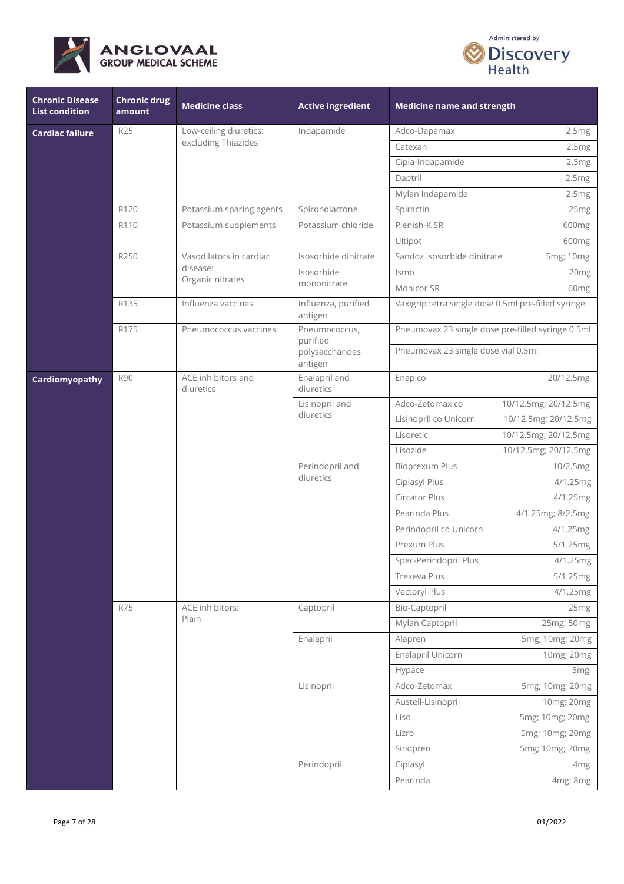| Chronic Disease List condition | Chronic drug amount | Medicine class | Active ingredient | Medicine name and strength | |
|---|---|---|---|---|---|
| **Cardiac failure** | R25 | Low-ceiling diuretics: excluding Thiazides | Indapamide | Adco-Dapamax | 2.5mg |
| | | | | Catexan | 2.5mg |
| | | | | Cipla-Indapamide | 2.5mg |
| | | | | Daptril | 2.5mg |
| | | | | Mylan Indapamide | 2.5mg |
| | R120 | Potassium sparing agents | Spironolactone | Spiractin | 25mg |
| | R110 | Potassium supplements | Potassium chloride | Plenish-K SR | 600mg |
| | | | | Ultipot | 600mg |
| | R250 | Vasodilators in cardiac disease: Organic nitrates | Isosorbide dinitrate | Sandoz Isosorbide dinitrate | 5mg; 10mg |
| | | | Isosorbide mononitrate | Ismo | 20mg |
| | | | | Monicor SR | 60mg |
| | R135 | Influenza vaccines | Influenza, purified antigen | Vaxigrip tetra single dose 0.5ml pre-filled syringe | |
| | R175 | Pneumococcus vaccines | Pneumococcus, purified polysaccharides antigen | Pneumovax 23 single dose pre-filled syringe 0.5ml | |
| | | | | Pneumovax 23 single dose vial 0.5ml | |
| **Cardiomyopathy** | R90 | ACE inhibitors and diuretics | Enalapril and diuretics | Enap co | 20/12.5mg |
| | | | Lisinopril and diuretics | Adco-Zetomax co | 10/12.5mg; 20/12.5mg |
| | | | | Lisinopril co Unicorn | 10/12.5mg; 20/12.5mg |
| | | | | Lisoretic | 10/12.5mg; 20/12.5mg |
| | | | | Lisozide | 10/12.5mg; 20/12.5mg |
| | | | Perindopril and diuretics | Bioprexum Plus | 10/2.5mg |
| | | | | Ciplasyl Plus | 4/1.25mg |
| | | | | Circator Plus | 4/1.25mg |
| | | | | Pearinda Plus | 4/1.25mg; 8/2.5mg |
| | | | | Perindopril co Unicorn | 4/1.25mg |
| | | | | Prexum Plus | 5/1.25mg |
| | | | | Spec-Perindopril Plus | 4/1.25mg |
| | | | | Trexeva Plus | 5/1.25mg |
| | | | | Vectoryl Plus | 4/1.25mg |
| | R75 | ACE inhibitors: Plain | Captopril | Bio-Captopril | 25mg |
| | | | | Mylan Captopril | 25mg; 50mg |
| | | | Enalapril | Alapren | 5mg; 10mg; 20mg |
| | | | | Enalapril Unicorn | 10mg; 20mg |
| | | | | Hypace | 5mg |
| | | | Lisinopril | Adco-Zetomax | 5mg; 10mg; 20mg |
| | | | | Austell-Lisinopril | 10mg; 20mg |
| | | | | Liso | 5mg; 10mg; 20mg |
| | | | | Lizro | 5mg; 10mg; 20mg |
| | | | | Sinopren | 5mg; 10mg; 20mg |
| | | | Perindopril | Ciplasyl | 4mg |
| | | | | Pearinda | 4mg; 8mg |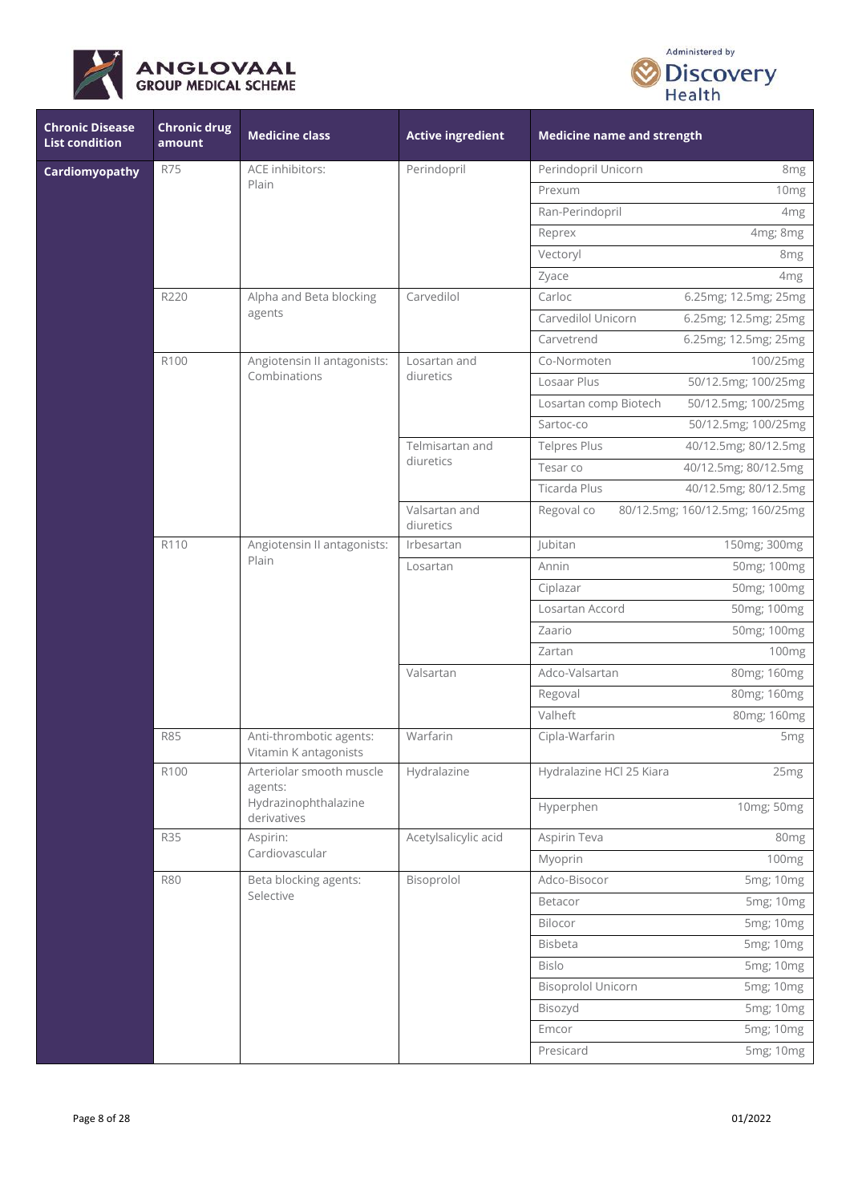| Chronic Disease List condition | Chronic drug amount | Medicine class | Active ingredient | Medicine name and strength | |
|---|---|---|---|---|---|
| **Cardiomyopathy** | R75 | ACE inhibitors: Plain | Perindopril | Perindopril Unicorn | 8mg |
| | | | | Prexum | 10mg |
| | | | | Ran-Perindopril | 4mg |
| | | | | Reprex | 4mg; 8mg |
| | | | | Vectoryl | 8mg |
| | | | | Zyace | 4mg |
| | R220 | Alpha and Beta blocking agents | Carvedilol | Carloc | 6.25mg; 12.5mg; 25mg |
| | | | | Carvedilol Unicorn | 6.25mg; 12.5mg; 25mg |
| | | | | Carvetrend | 6.25mg; 12.5mg; 25mg |
| | R100 | Angiotensin II antagonists: Combinations | Losartan and diuretics | Co-Normoten | 100/25mg |
| | | | | Losaar Plus | 50/12.5mg; 100/25mg |
| | | | | Losartan comp Biotech | 50/12.5mg; 100/25mg |
| | | | | Sartoc-co | 50/12.5mg; 100/25mg |
| | | | Telmisartan and diuretics | Telpres Plus | 40/12.5mg; 80/12.5mg |
| | | | | Tesar co | 40/12.5mg; 80/12.5mg |
| | | | | Ticarda Plus | 40/12.5mg; 80/12.5mg |
| | | | Valsartan and diuretics | Regoval co | 80/12.5mg; 160/12.5mg; 160/25mg |
| | R110 | Angiotensin II antagonists: Plain | Irbesartan | Jubitan | 150mg; 300mg |
| | | | Losartan | Annin | 50mg; 100mg |
| | | | | Ciplazar | 50mg; 100mg |
| | | | | Losartan Accord | 50mg; 100mg |
| | | | | Zaario | 50mg; 100mg |
| | | | | Zartan | 100mg |
| | | | Valsartan | Adco-Valsartan | 80mg; 160mg |
| | | | | Regoval | 80mg; 160mg |
| | | | | Valheft | 80mg; 160mg |
| | R85 | Anti-thrombotic agents: Vitamin K antagonists | Warfarin | Cipla-Warfarin | 5mg |
| | R100 | Arteriolar smooth muscle agents: Hydrazinophthalazine derivatives | Hydralazine | Hydralazine HCl 25 Kiara | 25mg |
| | | | | Hyperphen | 10mg; 50mg |
| | R35 | Aspirin: Cardiovascular | Acetylsalicylic acid | Aspirin Teva | 80mg |
| | | | | Myoprin | 100mg |
| | R80 | Beta blocking agents: Selective | Bisoprolol | Adco-Bisocor | 5mg; 10mg |
| | | | | Betacor | 5mg; 10mg |
| | | | | Bilocor | 5mg; 10mg |
| | | | | Bisbeta | 5mg; 10mg |
| | | | | Bislo | 5mg; 10mg |
| | | | | Bisoprolol Unicorn | 5mg; 10mg |
| | | | | Bisozyd | 5mg; 10mg |
| | | | | Emcor | 5mg; 10mg |
| | | | | Presicard | 5mg; 10mg |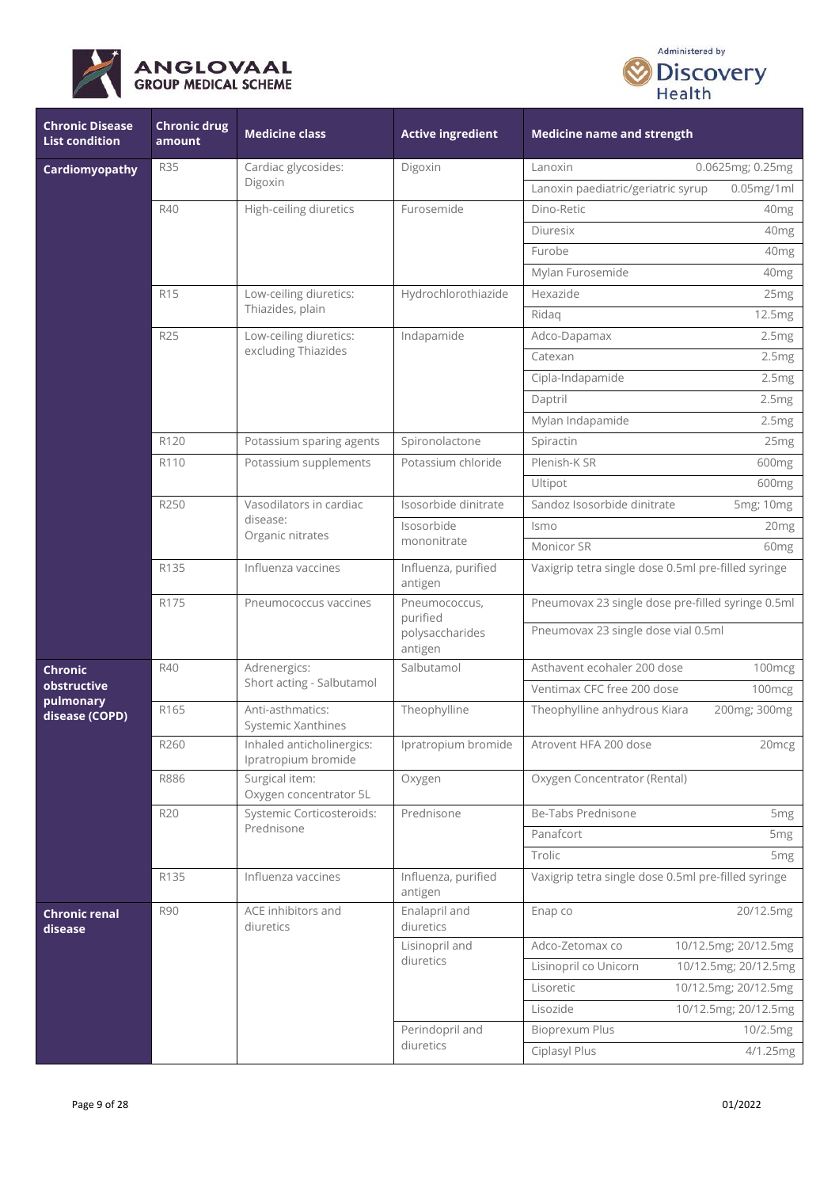| Chronic Disease List condition | Chronic drug amount | Medicine class | Active ingredient | Medicine name and strength | |
|---|---|---|---|---|---|
| **Cardiomyopathy** | R35 | Cardiac glycosides: Digoxin | Digoxin | Lanoxin | 0.0625mg; 0.25mg |
| | | | | Lanoxin paediatric/geriatric syrup | 0.05mg/1ml |
| | R40 | High-ceiling diuretics | Furosemide | Dino-Retic | 40mg |
| | | | | Diuresix | 40mg |
| | | | | Furobe | 40mg |
| | | | | Mylan Furosemide | 40mg |
| | R15 | Low-ceiling diuretics: Thiazides, plain | Hydrochlorothiazide | Hexazide | 25mg |
| | | | | Ridaq | 12.5mg |
| | R25 | Low-ceiling diuretics: excluding Thiazides | Indapamide | Adco-Dapamax | 2.5mg |
| | | | | Catexan | 2.5mg |
| | | | | Cipla-Indapamide | 2.5mg |
| | | | | Daptril | 2.5mg |
| | | | | Mylan Indapamide | 2.5mg |
| | R120 | Potassium sparing agents | Spironolactone | Spiractin | 25mg |
| | R110 | Potassium supplements | Potassium chloride | Plenish-K SR | 600mg |
| | | | | Ultipot | 600mg |
| | R250 | Vasodilators in cardiac disease: Organic nitrates | Isosorbide dinitrate | Sandoz Isosorbide dinitrate | 5mg; 10mg |
| | | | Isosorbide mononitrate | Ismo | 20mg |
| | | | | Monicor SR | 60mg |
| | R135 | Influenza vaccines | Influenza, purified antigen | Vaxigrip tetra single dose 0.5ml pre-filled syringe | |
| | R175 | Pneumococcus vaccines | Pneumococcus, purified polysaccharides antigen | Pneumovax 23 single dose pre-filled syringe 0.5ml | |
| | | | | Pneumovax 23 single dose vial 0.5ml | |
| **Chronic obstructive pulmonary disease (COPD)** | R40 | Adrenergics: Short acting - Salbutamol | Salbutamol | Asthavent ecohaler 200 dose | 100mcg |
| | | | | Ventimax CFC free 200 dose | 100mcg |
| | R165 | Anti-asthmatics: Systemic Xanthines | Theophylline | Theophylline anhydrous Kiara | 200mg; 300mg |
| | R260 | Inhaled anticholinergics: Ipratropium bromide | Ipratropium bromide | Atrovent HFA 200 dose | 20mcg |
| | R886 | Surgical item: Oxygen concentrator 5L | Oxygen | Oxygen Concentrator (Rental) | |
| | R20 | Systemic Corticosteroids: Prednisone | Prednisone | Be-Tabs Prednisone | 5mg |
| | | | | Panafcort | 5mg |
| | | | | Trolic | 5mg |
| | R135 | Influenza vaccines | Influenza, purified antigen | Vaxigrip tetra single dose 0.5ml pre-filled syringe | |
| **Chronic renal disease** | R90 | ACE inhibitors and diuretics | Enalapril and diuretics | Enap co | 20/12.5mg |
| | | | Lisinopril and diuretics | Adco-Zetomax co | 10/12.5mg; 20/12.5mg |
| | | | | Lisinopril co Unicorn | 10/12.5mg; 20/12.5mg |
| | | | | Lisoretic | 10/12.5mg; 20/12.5mg |
| | | | | Lisozide | 10/12.5mg; 20/12.5mg |
| | | | Perindopril and diuretics | Bioprexum Plus | 10/2.5mg |
| | | | | Ciplasyl Plus | 4/1.25mg |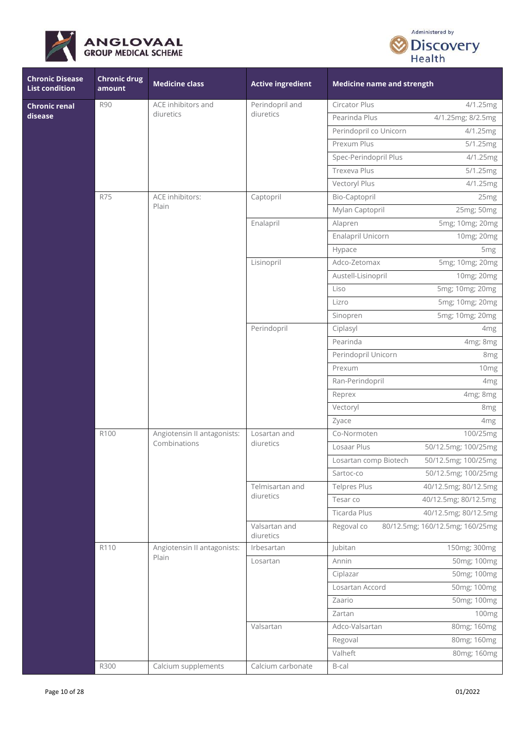| Chronic Disease List condition | Chronic drug amount | Medicine class | Active ingredient | Medicine name and strength | |
|---|---|---|---|---|---|
| Chronic renal disease | R90 | ACE inhibitors and diuretics | Perindopril and diuretics | Circator Plus | 4/1.25mg |
| | | | | Pearinda Plus | 4/1.25mg; 8/2.5mg |
| | | | | Perindopril co Unicorn | 4/1.25mg |
| | | | | Prexum Plus | 5/1.25mg |
| | | | | Spec-Perindopril Plus | 4/1.25mg |
| | | | | Trexeva Plus | 5/1.25mg |
| | | | | Vectoryl Plus | 4/1.25mg |
| | R75 | ACE inhibitors: Plain | Captopril | Bio-Captopril | 25mg |
| | | | | Mylan Captopril | 25mg; 50mg |
| | | | Enalapril | Alapren | 5mg; 10mg; 20mg |
| | | | | Enalapril Unicorn | 10mg; 20mg |
| | | | | Hypace | 5mg |
| | | | Lisinopril | Adco-Zetomax | 5mg; 10mg; 20mg |
| | | | | Austell-Lisinopril | 10mg; 20mg |
| | | | | Liso | 5mg; 10mg; 20mg |
| | | | | Lizro | 5mg; 10mg; 20mg |
| | | | | Sinopren | 5mg; 10mg; 20mg |
| | | | Perindopril | Ciplasyl | 4mg |
| | | | | Pearinda | 4mg; 8mg |
| | | | | Perindopril Unicorn | 8mg |
| | | | | Prexum | 10mg |
| | | | | Ran-Perindopril | 4mg |
| | | | | Reprex | 4mg; 8mg |
| | | | | Vectoryl | 8mg |
| | | | | Zyace | 4mg |
| | R100 | Angiotensin II antagonists: Combinations | Losartan and diuretics | Co-Normoten | 100/25mg |
| | | | | Losaar Plus | 50/12.5mg; 100/25mg |
| | | | | Losartan comp Biotech | 50/12.5mg; 100/25mg |
| | | | | Sartoc-co | 50/12.5mg; 100/25mg |
| | | | Telmisartan and diuretics | Telpres Plus | 40/12.5mg; 80/12.5mg |
| | | | | Tesar co | 40/12.5mg; 80/12.5mg |
| | | | | Ticarda Plus | 40/12.5mg; 80/12.5mg |
| | | | Valsartan and diuretics | Regoval co | 80/12.5mg; 160/12.5mg; 160/25mg |
| | R110 | Angiotensin II antagonists: Plain | Irbesartan | Jubitan | 150mg; 300mg |
| | | | Losartan | Annin | 50mg; 100mg |
| | | | | Ciplazar | 50mg; 100mg |
| | | | | Losartan Accord | 50mg; 100mg |
| | | | | Zaario | 50mg; 100mg |
| | | | | Zartan | 100mg |
| | | | Valsartan | Adco-Valsartan | 80mg; 160mg |
| | | | | Regoval | 80mg; 160mg |
| | | | | Valheft | 80mg; 160mg |
| | R300 | Calcium supplements | Calcium carbonate | B-cal | |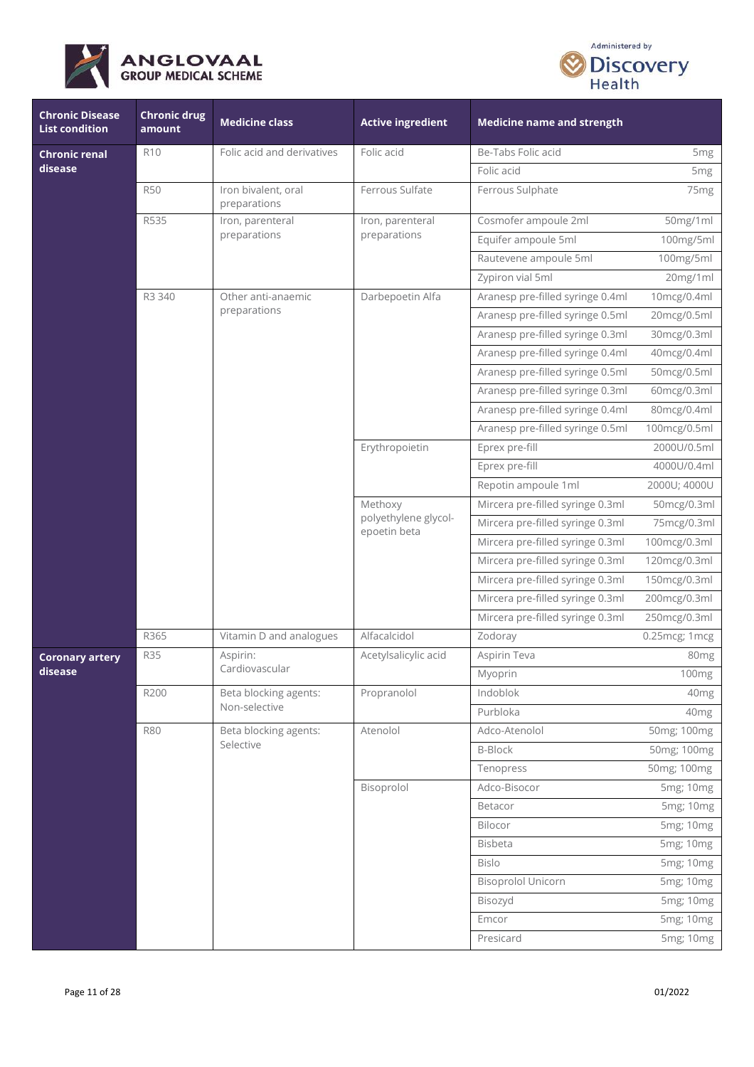| Chronic Disease List condition | Chronic drug amount | Medicine class | Active ingredient | Medicine name and strength | |
|---|---|---|---|---|---|
| **Chronic renal disease** | R10 | Folic acid and derivatives | Folic acid | Be-Tabs Folic acid | 5mg |
| | | | | Folic acid | 5mg |
| | R50 | Iron bivalent, oral preparations | Ferrous Sulfate | Ferrous Sulphate | 75mg |
| | R535 | Iron, parenteral preparations | Iron, parenteral preparations | Cosmofer ampoule 2ml | 50mg/1ml |
| | | | | Equifer ampoule 5ml | 100mg/5ml |
| | | | | Rautevene ampoule 5ml | 100mg/5ml |
| | | | | Zypiron vial 5ml | 20mg/1ml |
| | R3 340 | Other anti-anaemic preparations | Darbepoetin Alfa | Aranesp pre-filled syringe 0.4ml | 10mcg/0.4ml |
| | | | | Aranesp pre-filled syringe 0.5ml | 20mcg/0.5ml |
| | | | | Aranesp pre-filled syringe 0.3ml | 30mcg/0.3ml |
| | | | | Aranesp pre-filled syringe 0.4ml | 40mcg/0.4ml |
| | | | | Aranesp pre-filled syringe 0.5ml | 50mcg/0.5ml |
| | | | | Aranesp pre-filled syringe 0.3ml | 60mcg/0.3ml |
| | | | | Aranesp pre-filled syringe 0.4ml | 80mcg/0.4ml |
| | | | | Aranesp pre-filled syringe 0.5ml | 100mcg/0.5ml |
| | | | Erythropoietin | Eprex pre-fill | 2000U/0.5ml |
| | | | | Eprex pre-fill | 4000U/0.4ml |
| | | | | Repotin ampoule 1ml | 2000U; 4000U |
| | | | Methoxy polyethylene glycol-epoetin beta | Mircera pre-filled syringe 0.3ml | 50mcg/0.3ml |
| | | | | Mircera pre-filled syringe 0.3ml | 75mcg/0.3ml |
| | | | | Mircera pre-filled syringe 0.3ml | 100mcg/0.3ml |
| | | | | Mircera pre-filled syringe 0.3ml | 120mcg/0.3ml |
| | | | | Mircera pre-filled syringe 0.3ml | 150mcg/0.3ml |
| | | | | Mircera pre-filled syringe 0.3ml | 200mcg/0.3ml |
| | | | | Mircera pre-filled syringe 0.3ml | 250mcg/0.3ml |
| | R365 | Vitamin D and analogues | Alfacalcidol | Zodoray | 0.25mcg; 1mcg |
| **Coronary artery disease** | R35 | Aspirin: Cardiovascular | Acetylsalicylic acid | Aspirin Teva | 80mg |
| | | | | Myoprin | 100mg |
| | R200 | Beta blocking agents: Non-selective | Propranolol | Indoblok | 40mg |
| | | | | Purbloka | 40mg |
| | R80 | Beta blocking agents: Selective | Atenolol | Adco-Atenolol | 50mg; 100mg |
| | | | | B-Block | 50mg; 100mg |
| | | | | Tenopress | 50mg; 100mg |
| | | | Bisoprolol | Adco-Bisocor | 5mg; 10mg |
| | | | | Betacor | 5mg; 10mg |
| | | | | Bilocor | 5mg; 10mg |
| | | | | Bisbeta | 5mg; 10mg |
| | | | | Bislo | 5mg; 10mg |
| | | | | Bisoprolol Unicorn | 5mg; 10mg |
| | | | | Bisozyd | 5mg; 10mg |
| | | | | Emcor | 5mg; 10mg |
| | | | | Presicard | 5mg; 10mg |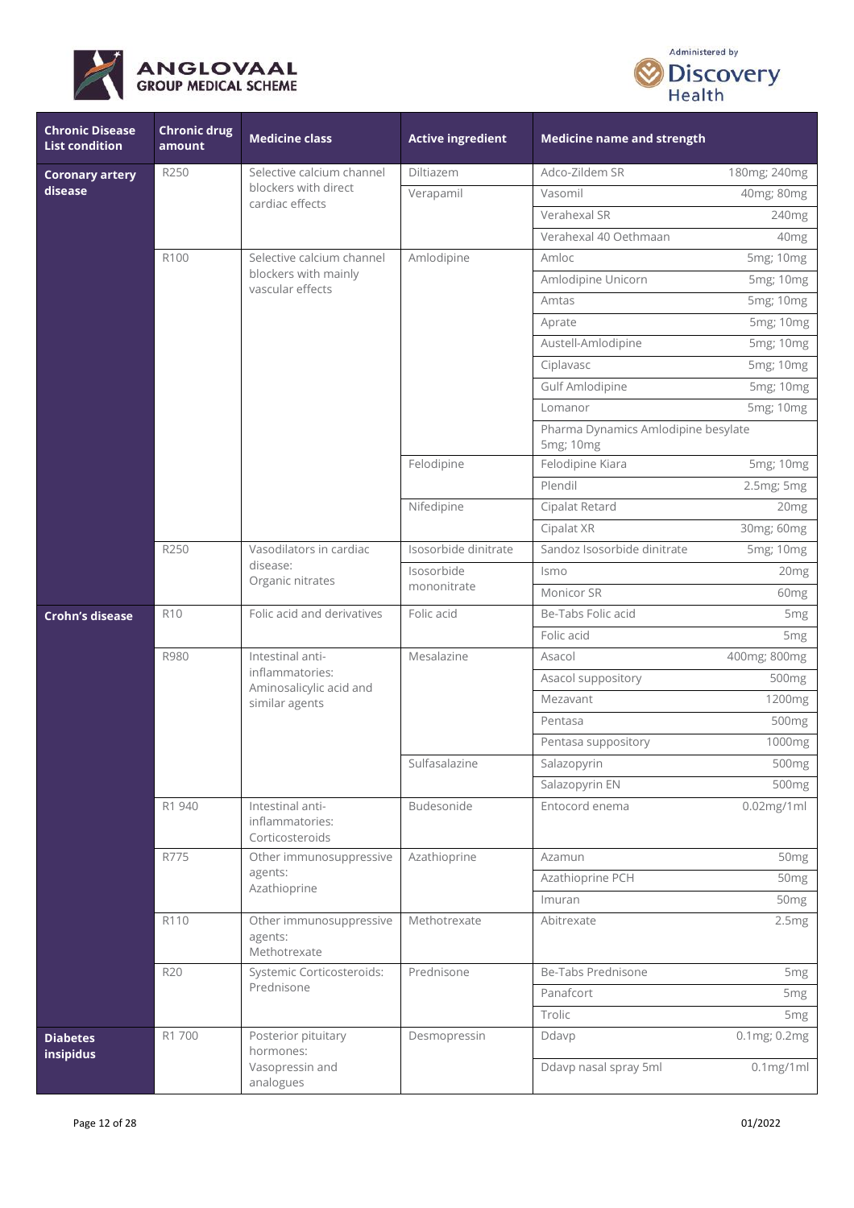| Chronic Disease List condition | Chronic drug amount | Medicine class | Active ingredient | Medicine name and strength | |
|---|---|---|---|---|---|
| **Coronary artery disease** | R250 | Selective calcium channel blockers with direct cardiac effects | Diltiazem | Adco-Zildem SR | 180mg; 240mg |
| | | | Verapamil | Vasomil | 40mg; 80mg |
| | | | | Verahexal SR | 240mg |
| | | | | Verahexal 40 Oethmaan | 40mg |
| | R100 | Selective calcium channel blockers with mainly vascular effects | Amlodipine | Amloc | 5mg; 10mg |
| | | | | Amlodipine Unicorn | 5mg; 10mg |
| | | | | Amtas | 5mg; 10mg |
| | | | | Aprate | 5mg; 10mg |
| | | | | Austell-Amlodipine | 5mg; 10mg |
| | | | | Ciplavasc | 5mg; 10mg |
| | | | | Gulf Amlodipine | 5mg; 10mg |
| | | | | Lomanor | 5mg; 10mg |
| | | | | Pharma Dynamics Amlodipine besylate 5mg; 10mg | |
| | | | Felodipine | Felodipine Kiara | 5mg; 10mg |
| | | | | Plendil | 2.5mg; 5mg |
| | | | Nifedipine | Cipalat Retard | 20mg |
| | | | | Cipalat XR | 30mg; 60mg |
| | R250 | Vasodilators in cardiac disease: Organic nitrates | Isosorbide dinitrate | Sandoz Isosorbide dinitrate | 5mg; 10mg |
| | | | Isosorbide mononitrate | Ismo | 20mg |
| | | | | Monicor SR | 60mg |
| **Crohn's disease** | R10 | Folic acid and derivatives | Folic acid | Be-Tabs Folic acid | 5mg |
| | | | | Folic acid | 5mg |
| | R980 | Intestinal anti-inflammatories: Aminosalicylic acid and similar agents | Mesalazine | Asacol | 400mg; 800mg |
| | | | | Asacol suppository | 500mg |
| | | | | Mezavant | 1200mg |
| | | | | Pentasa | 500mg |
| | | | | Pentasa suppository | 1000mg |
| | | | Sulfasalazine | Salazopyrin | 500mg |
| | | | | Salazopyrin EN | 500mg |
| | R1 940 | Intestinal anti-inflammatories: Corticosteroids | Budesonide | Entocord enema | 0.02mg/1ml |
| | R775 | Other immunosuppressive agents: Azathioprine | Azathioprine | Azamun | 50mg |
| | | | | Azathioprine PCH | 50mg |
| | | | | Imuran | 50mg |
| | R110 | Other immunosuppressive agents: Methotrexate | Methotrexate | Abitrexate | 2.5mg |
| | R20 | Systemic Corticosteroids: Prednisone | Prednisone | Be-Tabs Prednisone | 5mg |
| | | | | Panafcort | 5mg |
| | | | | Trolic | 5mg |
| **Diabetes insipidus** | R1 700 | Posterior pituitary hormones: Vasopressin and analogues | Desmopressin | Ddavp | 0.1mg; 0.2mg |
| | | | | Ddavp nasal spray 5ml | 0.1mg/1ml |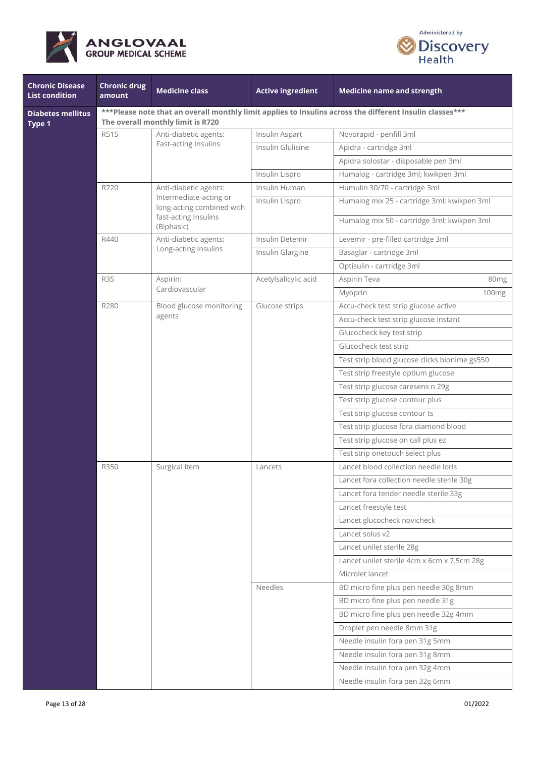| Chronic Disease List condition | Chronic drug amount | Medicine class | Active ingredient | Medicine name and strength |
|---|---|---|---|---|
| **Diabetes mellitus Type 1** | ***Please note that an overall monthly limit applies to Insulins across the different Insulin classes*** The overall monthly limit is R720 | | | |
| | R515 | Anti-diabetic agents: Fast-acting Insulins | Insulin Aspart | Novorapid - penfill 3ml |
| | | | Insulin Glulisine | Apidra - cartridge 3ml |
| | | | | Apidra solostar - disposable pen 3ml |
| | | | Insulin Lispro | Humalog - cartridge 3ml; kwikpen 3ml |
| | R720 | Anti-diabetic agents: Intermediate-acting or long-acting combined with fast-acting Insulins (Biphasic) | Insulin Human | Humulin 30/70 - cartridge 3ml |
| | | | Insulin Lispro | Humalog mix 25 - cartridge 3ml; kwikpen 3ml |
| | | | | Humalog mix 50 - cartridge 3ml; kwikpen 3ml |
| | R440 | Anti-diabetic agents: Long-acting Insulins | Insulin Detemir | Levemir - pre-filled cartridge 3ml |
| | | | Insulin Glargine | Basaglar - cartridge 3ml |
| | | | | Optisulin - cartridge 3ml |
| | R35 | Aspirin: Cardiovascular | Acetylsalicylic acid | Aspirin Teva 80mg |
| | | | | Myoprin 100mg |
| | R280 | Blood glucose monitoring agents | Glucose strips | Accu-check test strip glucose active |
| | | | | Accu-check test strip glucose instant |
| | | | | Glucocheck key test strip |
| | | | | Glucocheck test strip |
| | | | | Test strip blood glucose clicks bionime gs550 |
| | | | | Test strip freestyle optium glucose |
| | | | | Test strip glucose caresens n 29g |
| | | | | Test strip glucose contour plus |
| | | | | Test strip glucose contour ts |
| | | | | Test strip glucose fora diamond blood |
| | | | | Test strip glucose on call plus ez |
| | | | | Test strip onetouch select plus |
| | R350 | Surgical item | Lancets | Lancet blood collection needle loris |
| | | | | Lancet fora collection needle sterile 30g |
| | | | | Lancet fora tender needle sterile 33g |
| | | | | Lancet freestyle test |
| | | | | Lancet glucocheck novicheck |
| | | | | Lancet solus v2 |
| | | | | Lancet unilet sterile 28g |
| | | | | Lancet unilet sterile 4cm x 6cm x 7.5cm 28g |
| | | | | Microlet lancet |
| | | | Needles | BD micro fine plus pen needle 30g 8mm |
| | | | | BD micro fine plus pen needle 31g |
| | | | | BD micro fine plus pen needle 32g 4mm |
| | | | | Droplet pen needle 8mm 31g |
| | | | | Needle insulin fora pen 31g 5mm |
| | | | | Needle insulin fora pen 31g 8mm |
| | | | | Needle insulin fora pen 32g 4mm |
| | | | | Needle insulin fora pen 32g 6mm |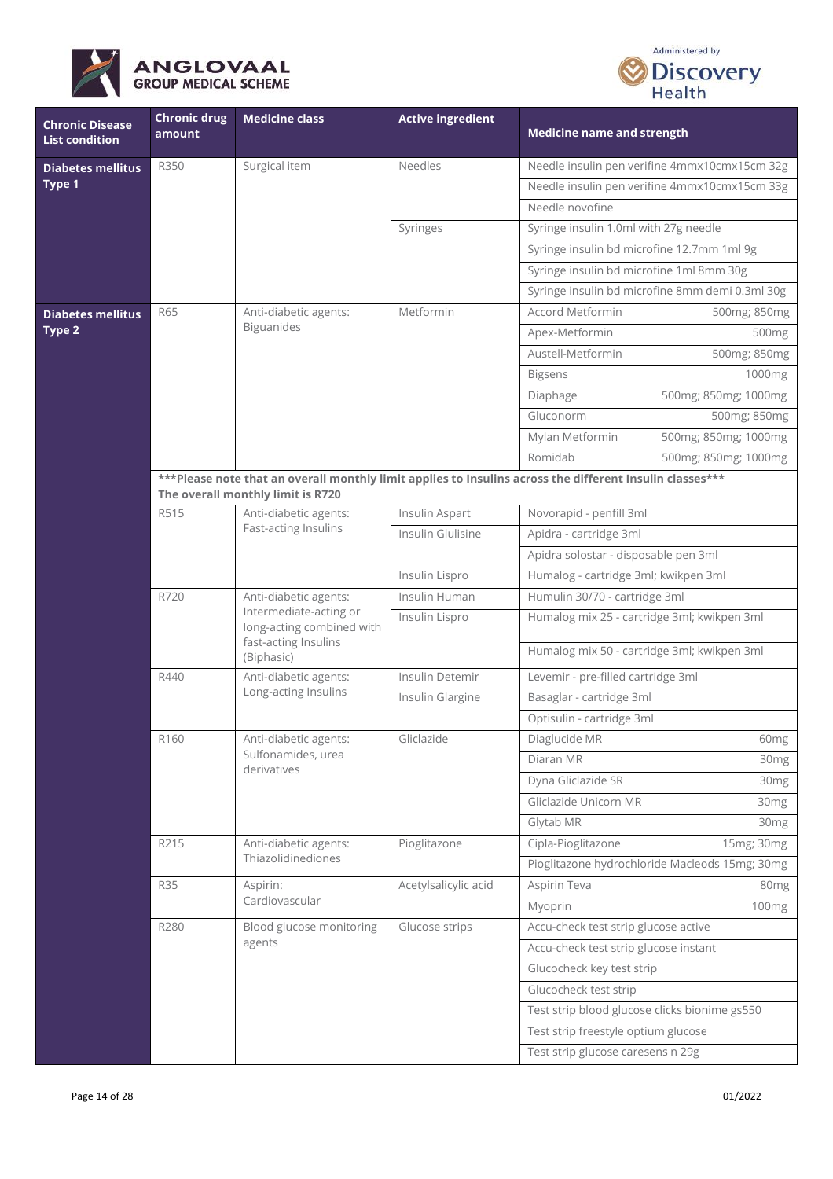| Chronic Disease List condition | Chronic drug amount | Medicine class | Active ingredient | Medicine name and strength |
|---|---|---|---|---|
| **Diabetes mellitus Type 1** | R350 | Surgical item | Needles | Needle insulin pen verifine 4mmx10cmx15cm 32g |
| | | | | Needle insulin pen verifine 4mmx10cmx15cm 33g |
| | | | | Needle novofine |
| | | | Syringes | Syringe insulin 1.0ml with 27g needle |
| | | | | Syringe insulin bd microfine 12.7mm 1ml 9g |
| | | | | Syringe insulin bd microfine 1ml 8mm 30g |
| | | | | Syringe insulin bd microfine 8mm demi 0.3ml 30g |
| **Diabetes mellitus Type 2** | R65 | Anti-diabetic agents: Biguanides | Metformin | Accord Metformin 500mg; 850mg |
| | | | | Apex-Metformin 500mg |
| | | | | Austell-Metformin 500mg; 850mg |
| | | | | Bigsens 1000mg |
| | | | | Diaphage 500mg; 850mg; 1000mg |
| | | | | Gluconorm 500mg; 850mg |
| | | | | Mylan Metformin 500mg; 850mg; 1000mg |
| | | | | Romidab 500mg; 850mg; 1000mg |
| | **\*\*\*Please note that an overall monthly limit applies to Insulins across the different Insulin classes\*\*\* The overall monthly limit is R720** | | | |
| | R515 | Anti-diabetic agents: Fast-acting Insulins | Insulin Aspart | Novorapid - penfill 3ml |
| | | | Insulin Glulisine | Apidra - cartridge 3ml |
| | | | | Apidra solostar - disposable pen 3ml |
| | | | Insulin Lispro | Humalog - cartridge 3ml; kwikpen 3ml |
| | R720 | Anti-diabetic agents: Intermediate-acting or long-acting combined with fast-acting Insulins (Biphasic) | Insulin Human | Humulin 30/70 - cartridge 3ml |
| | | | Insulin Lispro | Humalog mix 25 - cartridge 3ml; kwikpen 3ml |
| | | | | Humalog mix 50 - cartridge 3ml; kwikpen 3ml |
| | R440 | Anti-diabetic agents: Long-acting Insulins | Insulin Detemir | Levemir - pre-filled cartridge 3ml |
| | | | Insulin Glargine | Basaglar - cartridge 3ml |
| | | | | Optisulin - cartridge 3ml |
| | R160 | Anti-diabetic agents: Sulfonamides, urea derivatives | Gliclazide | Diaglucide MR 60mg |
| | | | | Diaran MR 30mg |
| | | | | Dyna Gliclazide SR 30mg |
| | | | | Gliclazide Unicorn MR 30mg |
| | | | | Glytab MR 30mg |
| | R215 | Anti-diabetic agents: Thiazolidinediones | Pioglitazone | Cipla-Pioglitazone 15mg; 30mg |
| | | | | Pioglitazone hydrochloride Macleods 15mg; 30mg |
| | R35 | Aspirin: Cardiovascular | Acetylsalicylic acid | Aspirin Teva 80mg |
| | | | | Myoprin 100mg |
| | R280 | Blood glucose monitoring agents | Glucose strips | Accu-check test strip glucose active |
| | | | | Accu-check test strip glucose instant |
| | | | | Glucocheck key test strip |
| | | | | Glucocheck test strip |
| | | | | Test strip blood glucose clicks bionime gs550 |
| | | | | Test strip freestyle optium glucose |
| | | | | Test strip glucose caresens n 29g |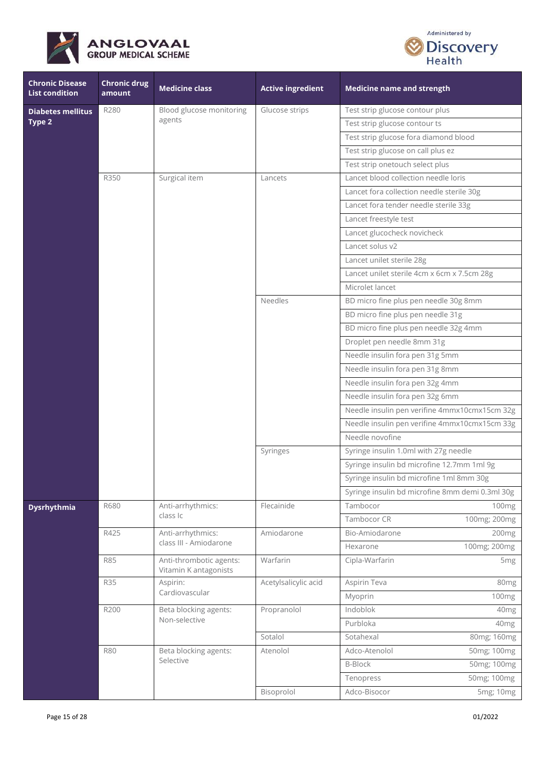| Chronic Disease List condition | Chronic drug amount | Medicine class | Active ingredient | Medicine name and strength | |
|---|---|---|---|---|---|
| **Diabetes mellitus Type 2** | R280 | Blood glucose monitoring agents | Glucose strips | Test strip glucose contour plus | |
| | | | | Test strip glucose contour ts | |
| | | | | Test strip glucose fora diamond blood | |
| | | | | Test strip glucose on call plus ez | |
| | | | | Test strip onetouch select plus | |
| | R350 | Surgical item | Lancets | Lancet blood collection needle loris | |
| | | | | Lancet fora collection needle sterile 30g | |
| | | | | Lancet fora tender needle sterile 33g | |
| | | | | Lancet freestyle test | |
| | | | | Lancet glucocheck novicheck | |
| | | | | Lancet solus v2 | |
| | | | | Lancet unilet sterile 28g | |
| | | | | Lancet unilet sterile 4cm x 6cm x 7.5cm 28g | |
| | | | | Microlet lancet | |
| | | | Needles | BD micro fine plus pen needle 30g 8mm | |
| | | | | BD micro fine plus pen needle 31g | |
| | | | | BD micro fine plus pen needle 32g 4mm | |
| | | | | Droplet pen needle 8mm 31g | |
| | | | | Needle insulin fora pen 31g 5mm | |
| | | | | Needle insulin fora pen 31g 8mm | |
| | | | | Needle insulin fora pen 32g 4mm | |
| | | | | Needle insulin fora pen 32g 6mm | |
| | | | | Needle insulin pen verifine 4mmx10cmx15cm 32g | |
| | | | | Needle insulin pen verifine 4mmx10cmx15cm 33g | |
| | | | | Needle novofine | |
| | | | Syringes | Syringe insulin 1.0ml with 27g needle | |
| | | | | Syringe insulin bd microfine 12.7mm 1ml 9g | |
| | | | | Syringe insulin bd microfine 1ml 8mm 30g | |
| | | | | Syringe insulin bd microfine 8mm demi 0.3ml 30g | |
| **Dysrhythmia** | R680 | Anti-arrhythmics: class Ic | Flecainide | Tambocor | 100mg |
| | | | | Tambocor CR | 100mg; 200mg |
| | R425 | Anti-arrhythmics: class III - Amiodarone | Amiodarone | Bio-Amiodarone | 200mg |
| | | | | Hexarone | 100mg; 200mg |
| | R85 | Anti-thrombotic agents: Vitamin K antagonists | Warfarin | Cipla-Warfarin | 5mg |
| | R35 | Aspirin: Cardiovascular | Acetylsalicylic acid | Aspirin Teva | 80mg |
| | | | | Myoprin | 100mg |
| | R200 | Beta blocking agents: Non-selective | Propranolol | Indoblok | 40mg |
| | | | | Purbloka | 40mg |
| | | | Sotalol | Sotahexal | 80mg; 160mg |
| | R80 | Beta blocking agents: Selective | Atenolol | Adco-Atenolol | 50mg; 100mg |
| | | | | B-Block | 50mg; 100mg |
| | | | | Tenopress | 50mg; 100mg |
| | | | Bisoprolol | Adco-Bisocor | 5mg; 10mg |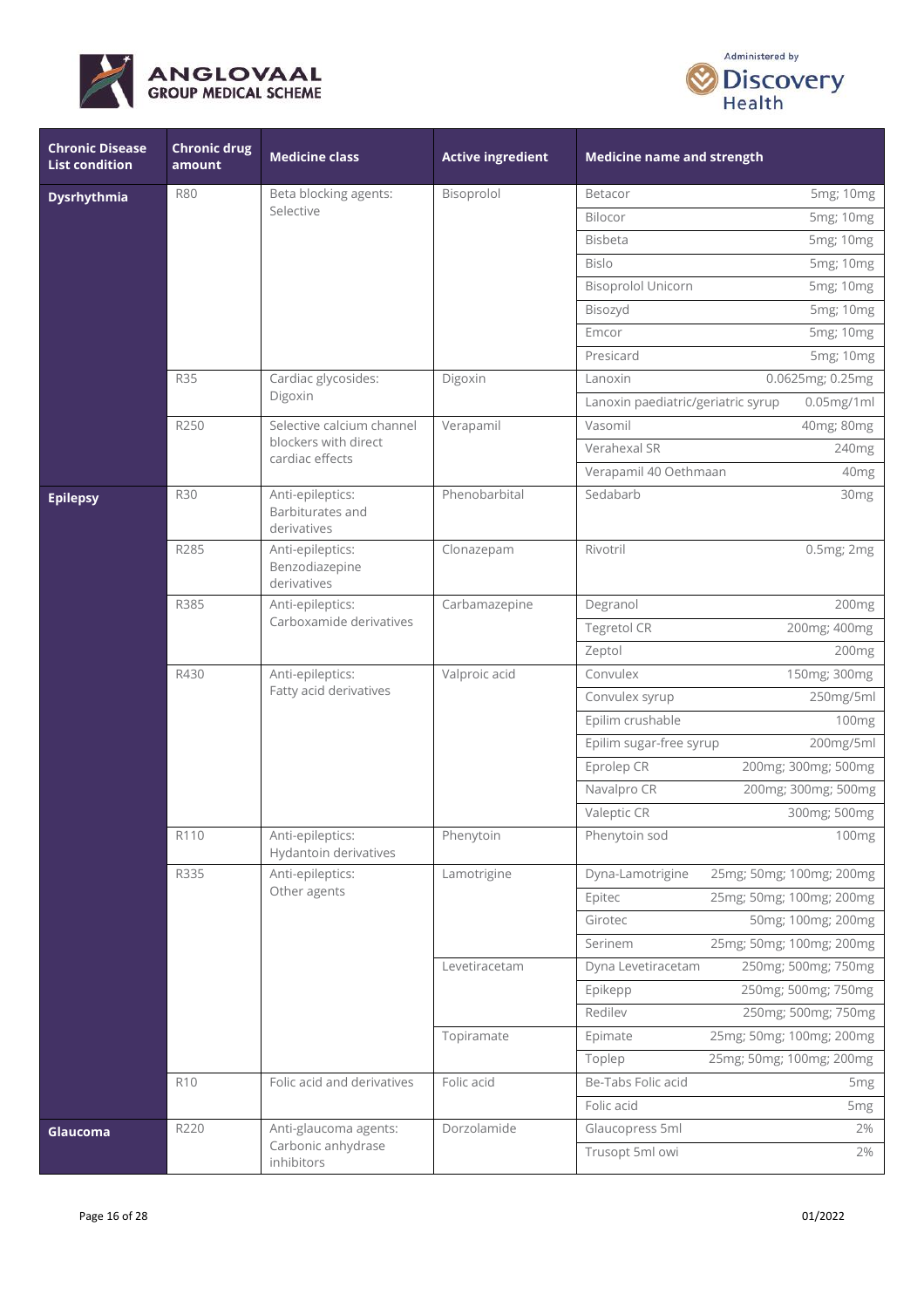| Chronic Disease List condition | Chronic drug amount | Medicine class | Active ingredient | Medicine name and strength | |
|---|---|---|---|---|---|
| **Dysrhythmia** | R80 | Beta blocking agents: Selective | Bisoprolol | Betacor | 5mg; 10mg |
| | | | | Bilocor | 5mg; 10mg |
| | | | | Bisbeta | 5mg; 10mg |
| | | | | Bislo | 5mg; 10mg |
| | | | | Bisoprolol Unicorn | 5mg; 10mg |
| | | | | Bisozyd | 5mg; 10mg |
| | | | | Emcor | 5mg; 10mg |
| | | | | Presicard | 5mg; 10mg |
| | R35 | Cardiac glycosides: Digoxin | Digoxin | Lanoxin | 0.0625mg; 0.25mg |
| | | | | Lanoxin paediatric/geriatric syrup | 0.05mg/1ml |
| | R250 | Selective calcium channel blockers with direct cardiac effects | Verapamil | Vasomil | 40mg; 80mg |
| | | | | Verahexal SR | 240mg |
| | | | | Verapamil 40 Oethmaan | 40mg |
| **Epilepsy** | R30 | Anti-epileptics: Barbiturates and derivatives | Phenobarbital | Sedabarb | 30mg |
| | R285 | Anti-epileptics: Benzodiazepine derivatives | Clonazepam | Rivotril | 0.5mg; 2mg |
| | R385 | Anti-epileptics: Carboxamide derivatives | Carbamazepine | Degranol | 200mg |
| | | | | Tegretol CR | 200mg; 400mg |
| | | | | Zeptol | 200mg |
| | R430 | Anti-epileptics: Fatty acid derivatives | Valproic acid | Convulex | 150mg; 300mg |
| | | | | Convulex syrup | 250mg/5ml |
| | | | | Epilim crushable | 100mg |
| | | | | Epilim sugar-free syrup | 200mg/5ml |
| | | | | Eprolep CR | 200mg; 300mg; 500mg |
| | | | | Navalpro CR | 200mg; 300mg; 500mg |
| | | | | Valeptic CR | 300mg; 500mg |
| | R110 | Anti-epileptics: Hydantoin derivatives | Phenytoin | Phenytoin sod | 100mg |
| | R335 | Anti-epileptics: Other agents | Lamotrigine | Dyna-Lamotrigine | 25mg; 50mg; 100mg; 200mg |
| | | | | Epitec | 25mg; 50mg; 100mg; 200mg |
| | | | | Girotec | 50mg; 100mg; 200mg |
| | | | | Serinem | 25mg; 50mg; 100mg; 200mg |
| | | | Levetiracetam | Dyna Levetiracetam | 250mg; 500mg; 750mg |
| | | | | Epikepp | 250mg; 500mg; 750mg |
| | | | | Redilev | 250mg; 500mg; 750mg |
| | | | Topiramate | Epimate | 25mg; 50mg; 100mg; 200mg |
| | | | | Toplep | 25mg; 50mg; 100mg; 200mg |
| | R10 | Folic acid and derivatives | Folic acid | Be-Tabs Folic acid | 5mg |
| | | | | Folic acid | 5mg |
| **Glaucoma** | R220 | Anti-glaucoma agents: Carbonic anhydrase inhibitors | Dorzolamide | Glaucopress 5ml | 2% |
| | | | | Trusopt 5ml owi | 2% |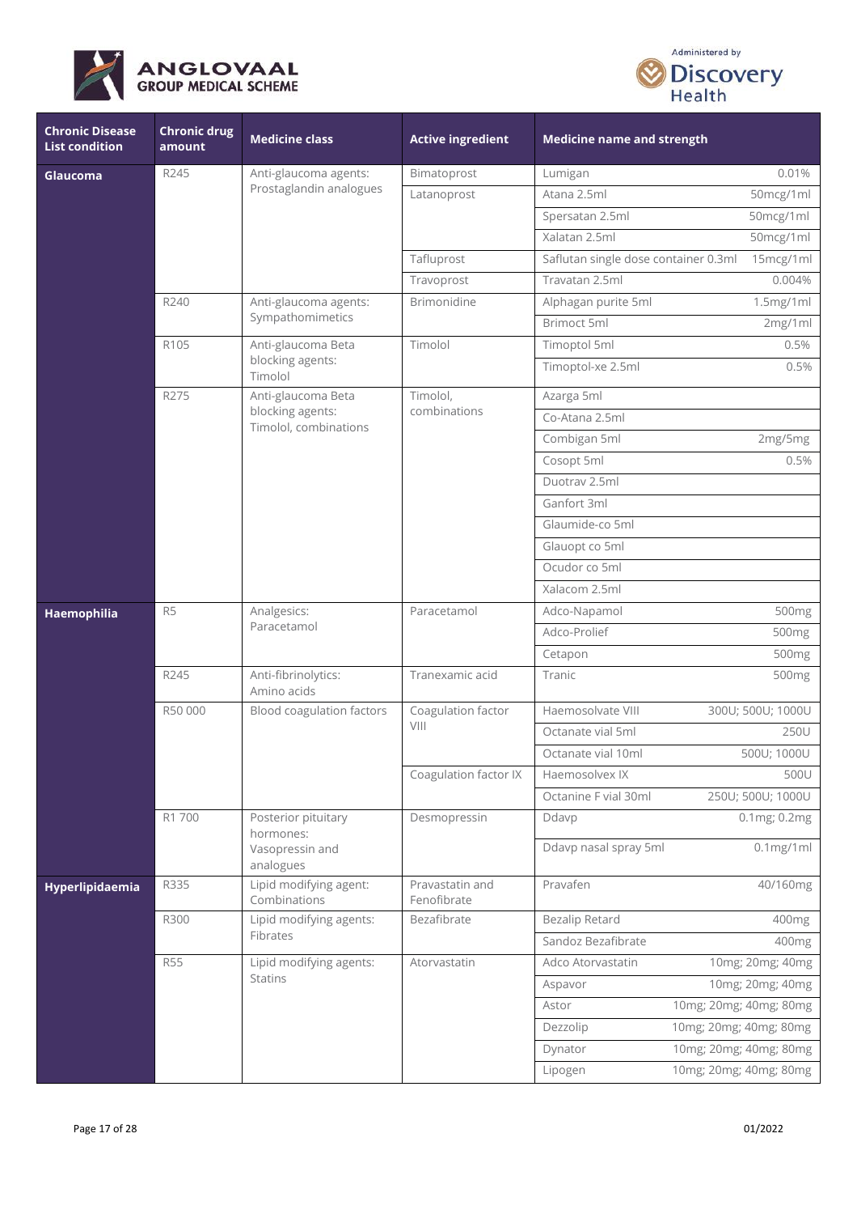| Chronic Disease List condition | Chronic drug amount | Medicine class | Active ingredient | Medicine name and strength | |
|---|---|---|---|---|---|
| **Glaucoma** | R245 | Anti-glaucoma agents: Prostaglandin analogues | Bimatoprost | Lumigan | 0.01% |
| | | | Latanoprost | Atana 2.5ml | 50mcg/1ml |
| | | | | Spersatan 2.5ml | 50mcg/1ml |
| | | | | Xalatan 2.5ml | 50mcg/1ml |
| | | | Tafluprost | Saflutan single dose container 0.3ml | 15mcg/1ml |
| | | | Travoprost | Travatan 2.5ml | 0.004% |
| | R240 | Anti-glaucoma agents: Sympathomimetics | Brimonidine | Alphagan purite 5ml | 1.5mg/1ml |
| | | | | Brimoct 5ml | 2mg/1ml |
| | R105 | Anti-glaucoma Beta blocking agents: Timolol | Timolol | Timoptol 5ml | 0.5% |
| | | | | Timoptol-xe 2.5ml | 0.5% |
| | R275 | Anti-glaucoma Beta blocking agents: Timolol, combinations | Timolol, combinations | Azarga 5ml | |
| | | | | Co-Atana 2.5ml | |
| | | | | Combigan 5ml | 2mg/5mg |
| | | | | Cosopt 5ml | 0.5% |
| | | | | Duotrav 2.5ml | |
| | | | | Ganfort 3ml | |
| | | | | Glaumide-co 5ml | |
| | | | | Glauopt co 5ml | |
| | | | | Ocudor co 5ml | |
| | | | | Xalacom 2.5ml | |
| **Haemophilia** | R5 | Analgesics: Paracetamol | Paracetamol | Adco-Napamol | 500mg |
| | | | | Adco-Prolief | 500mg |
| | | | | Cetapon | 500mg |
| | R245 | Anti-fibrinolytics: Amino acids | Tranexamic acid | Tranic | 500mg |
| | R50 000 | Blood coagulation factors | Coagulation factor VIII | Haemosolvate VIII | 300U; 500U; 1000U |
| | | | | Octanate vial 5ml | 250U |
| | | | | Octanate vial 10ml | 500U; 1000U |
| | | | Coagulation factor IX | Haemosolvex IX | 500U |
| | | | | Octanine F vial 30ml | 250U; 500U; 1000U |
| | R1 700 | Posterior pituitary hormones: Vasopressin and analogues | Desmopressin | Ddavp | 0.1mg; 0.2mg |
| | | | | Ddavp nasal spray 5ml | 0.1mg/1ml |
| **Hyperlipidaemia** | R335 | Lipid modifying agent: Combinations | Pravastatin and Fenofibrate | Pravafen | 40/160mg |
| | R300 | Lipid modifying agents: Fibrates | Bezafibrate | Bezalip Retard | 400mg |
| | | | | Sandoz Bezafibrate | 400mg |
| | R55 | Lipid modifying agents: Statins | Atorvastatin | Adco Atorvastatin | 10mg; 20mg; 40mg |
| | | | | Aspavor | 10mg; 20mg; 40mg |
| | | | | Astor | 10mg; 20mg; 40mg; 80mg |
| | | | | Dezzolip | 10mg; 20mg; 40mg; 80mg |
| | | | | Dynator | 10mg; 20mg; 40mg; 80mg |
| | | | | Lipogen | 10mg; 20mg; 40mg; 80mg |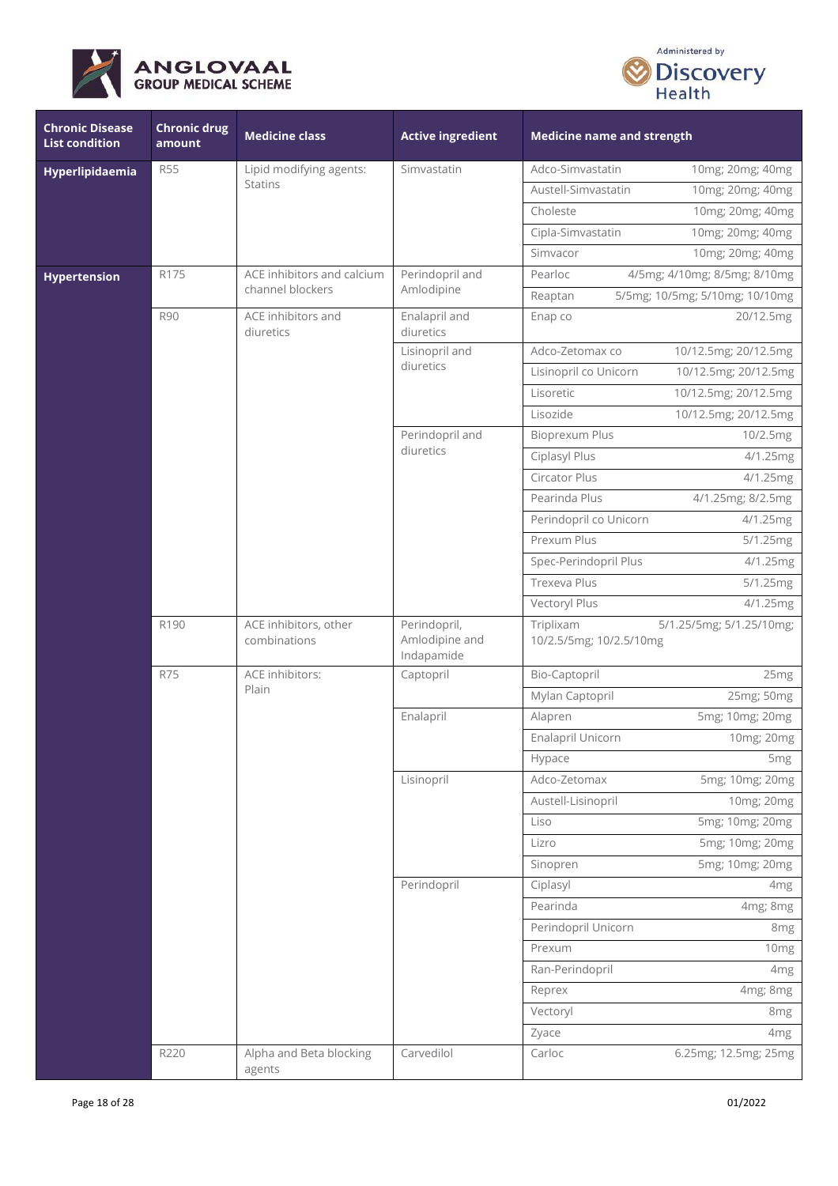| Chronic Disease List condition | Chronic drug amount | Medicine class | Active ingredient | Medicine name and strength | |
|---|---|---|---|---|---|
| **Hyperlipidaemia** | R55 | Lipid modifying agents: Statins | Simvastatin | Adco-Simvastatin | 10mg; 20mg; 40mg |
| | | | | Austell-Simvastatin | 10mg; 20mg; 40mg |
| | | | | Choleste | 10mg; 20mg; 40mg |
| | | | | Cipla-Simvastatin | 10mg; 20mg; 40mg |
| | | | | Simvacor | 10mg; 20mg; 40mg |
| **Hypertension** | R175 | ACE inhibitors and calcium channel blockers | Perindopril and Amlodipine | Pearloc | 4/5mg; 4/10mg; 8/5mg; 8/10mg |
| | | | | Reaptan | 5/5mg; 10/5mg; 5/10mg; 10/10mg |
| | R90 | ACE inhibitors and diuretics | Enalapril and diuretics | Enap co | 20/12.5mg |
| | | | Lisinopril and diuretics | Adco-Zetomax co | 10/12.5mg; 20/12.5mg |
| | | | | Lisinopril co Unicorn | 10/12.5mg; 20/12.5mg |
| | | | | Lisoretic | 10/12.5mg; 20/12.5mg |
| | | | | Lisozide | 10/12.5mg; 20/12.5mg |
| | | | Perindopril and diuretics | Bioprexum Plus | 10/2.5mg |
| | | | | Ciplasyl Plus | 4/1.25mg |
| | | | | Circator Plus | 4/1.25mg |
| | | | | Pearinda Plus | 4/1.25mg; 8/2.5mg |
| | | | | Perindopril co Unicorn | 4/1.25mg |
| | | | | Prexum Plus | 5/1.25mg |
| | | | | Spec-Perindopril Plus | 4/1.25mg |
| | | | | Trexeva Plus | 5/1.25mg |
| | | | | Vectoryl Plus | 4/1.25mg |
| | R190 | ACE inhibitors, other combinations | Perindopril, Amlodipine and Indapamide | Triplixam | 5/1.25/5mg; 5/1.25/10mg; 10/2.5/5mg; 10/2.5/10mg |
| | R75 | ACE inhibitors: Plain | Captopril | Bio-Captopril | 25mg |
| | | | | Mylan Captopril | 25mg; 50mg |
| | | | Enalapril | Alapren | 5mg; 10mg; 20mg |
| | | | | Enalapril Unicorn | 10mg; 20mg |
| | | | | Hypace | 5mg |
| | | | Lisinopril | Adco-Zetomax | 5mg; 10mg; 20mg |
| | | | | Austell-Lisinopril | 10mg; 20mg |
| | | | | Liso | 5mg; 10mg; 20mg |
| | | | | Lizro | 5mg; 10mg; 20mg |
| | | | | Sinopren | 5mg; 10mg; 20mg |
| | | | Perindopril | Ciplasyl | 4mg |
| | | | | Pearinda | 4mg; 8mg |
| | | | | Perindopril Unicorn | 8mg |
| | | | | Prexum | 10mg |
| | | | | Ran-Perindopril | 4mg |
| | | | | Reprex | 4mg; 8mg |
| | | | | Vectoryl | 8mg |
| | | | | Zyace | 4mg |
| | R220 | Alpha and Beta blocking agents | Carvedilol | Carloc | 6.25mg; 12.5mg; 25mg |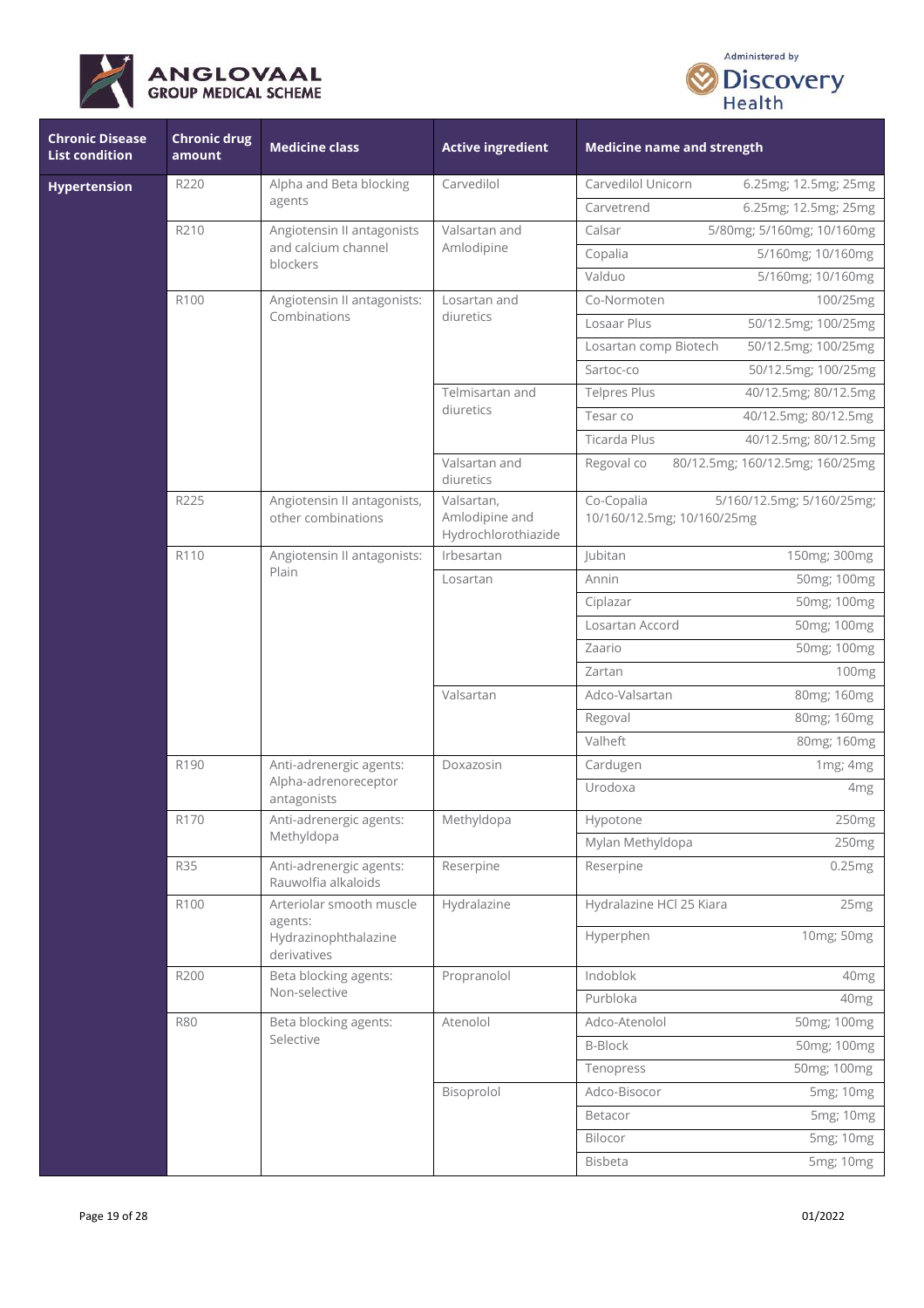| Chronic Disease List condition | Chronic drug amount | Medicine class | Active ingredient | Medicine name and strength | |
|---|---|---|---|---|---|
| **Hypertension** | R220 | Alpha and Beta blocking agents | Carvedilol | Carvedilol Unicorn | 6.25mg; 12.5mg; 25mg |
| | | | | Carvetrend | 6.25mg; 12.5mg; 25mg |
| | R210 | Angiotensin II antagonists and calcium channel blockers | Valsartan and Amlodipine | Calsar | 5/80mg; 5/160mg; 10/160mg |
| | | | | Copalia | 5/160mg; 10/160mg |
| | | | | Valduo | 5/160mg; 10/160mg |
| | R100 | Angiotensin II antagonists: Combinations | Losartan and diuretics | Co-Normoten | 100/25mg |
| | | | | Losaar Plus | 50/12.5mg; 100/25mg |
| | | | | Losartan comp Biotech | 50/12.5mg; 100/25mg |
| | | | | Sartoc-co | 50/12.5mg; 100/25mg |
| | | | Telmisartan and diuretics | Telpres Plus | 40/12.5mg; 80/12.5mg |
| | | | | Tesar co | 40/12.5mg; 80/12.5mg |
| | | | | Ticarda Plus | 40/12.5mg; 80/12.5mg |
| | | | Valsartan and diuretics | Regoval co | 80/12.5mg; 160/12.5mg; 160/25mg |
| | R225 | Angiotensin II antagonists, other combinations | Valsartan, Amlodipine and Hydrochlorothiazide | Co-Copalia | 5/160/12.5mg; 5/160/25mg; 10/160/12.5mg; 10/160/25mg |
| | R110 | Angiotensin II antagonists: Plain | Irbesartan | Jubitan | 150mg; 300mg |
| | | | Losartan | Annin | 50mg; 100mg |
| | | | | Ciplazar | 50mg; 100mg |
| | | | | Losartan Accord | 50mg; 100mg |
| | | | | Zaario | 50mg; 100mg |
| | | | | Zartan | 100mg |
| | | | Valsartan | Adco-Valsartan | 80mg; 160mg |
| | | | | Regoval | 80mg; 160mg |
| | | | | Valheft | 80mg; 160mg |
| | R190 | Anti-adrenergic agents: Alpha-adrenoreceptor antagonists | Doxazosin | Cardugen | 1mg; 4mg |
| | | | | Urodoxa | 4mg |
| | R170 | Anti-adrenergic agents: Methyldopa | Methyldopa | Hypotone | 250mg |
| | | | | Mylan Methyldopa | 250mg |
| | R35 | Anti-adrenergic agents: Rauwolfia alkaloids | Reserpine | Reserpine | 0.25mg |
| | R100 | Arteriolar smooth muscle agents: Hydrazinophthalazine derivatives | Hydralazine | Hydralazine HCl 25 Kiara | 25mg |
| | | | | Hyperphen | 10mg; 50mg |
| | R200 | Beta blocking agents: Non-selective | Propranolol | Indoblok | 40mg |
| | | | | Purbloka | 40mg |
| | R80 | Beta blocking agents: Selective | Atenolol | Adco-Atenolol | 50mg; 100mg |
| | | | | B-Block | 50mg; 100mg |
| | | | | Tenopress | 50mg; 100mg |
| | | | Bisoprolol | Adco-Bisocor | 5mg; 10mg |
| | | | | Betacor | 5mg; 10mg |
| | | | | Bilocor | 5mg; 10mg |
| | | | | Bisbeta | 5mg; 10mg |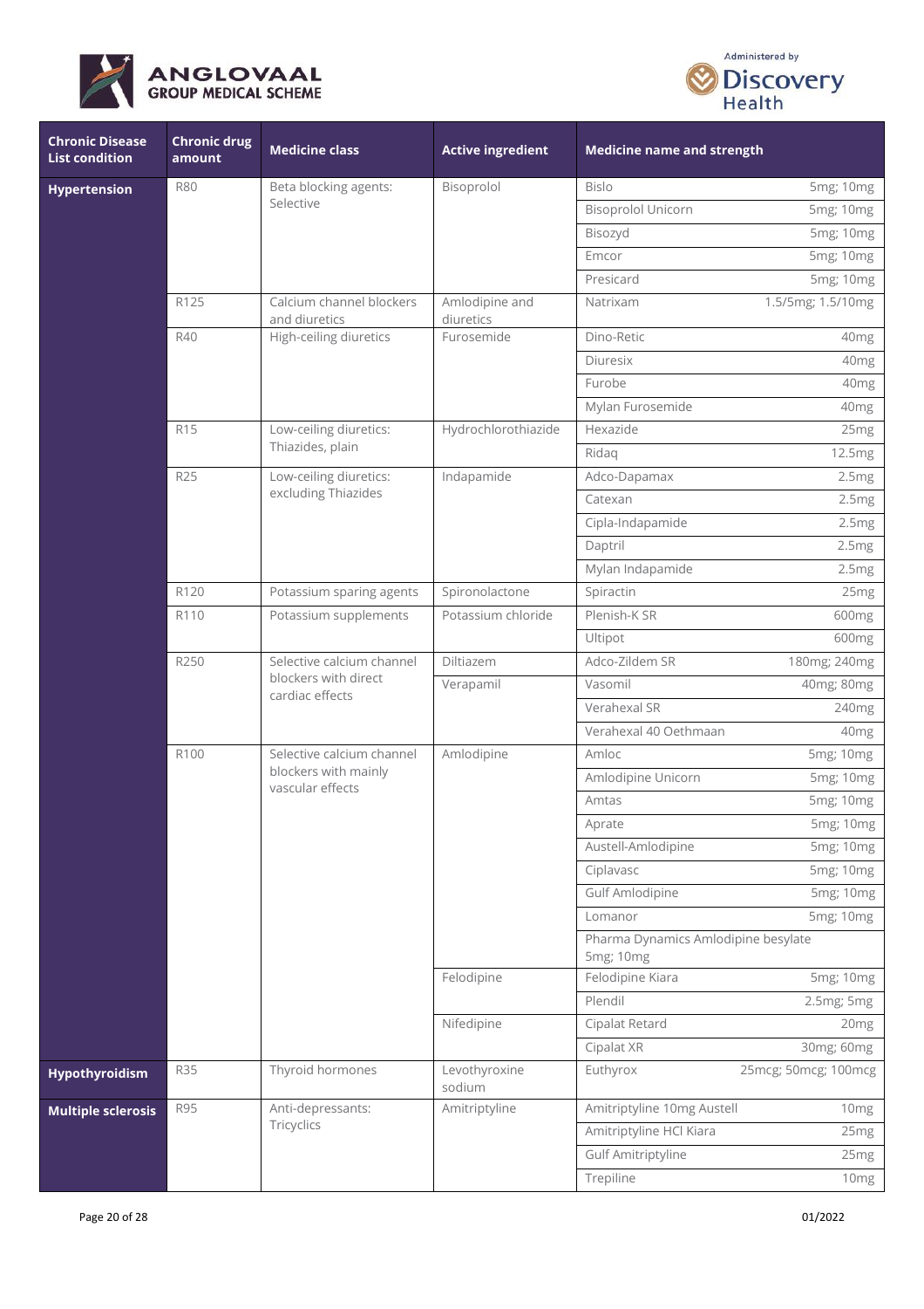| Chronic Disease List condition | Chronic drug amount | Medicine class | Active ingredient | Medicine name and strength | |
|---|---|---|---|---|---|
| **Hypertension** | R80 | Beta blocking agents: Selective | Bisoprolol | Bislo | 5mg; 10mg |
| | | | | Bisoprolol Unicorn | 5mg; 10mg |
| | | | | Bisozyd | 5mg; 10mg |
| | | | | Emcor | 5mg; 10mg |
| | | | | Presicard | 5mg; 10mg |
| | R125 | Calcium channel blockers and diuretics | Amlodipine and diuretics | Natrixam | 1.5/5mg; 1.5/10mg |
| | R40 | High-ceiling diuretics | Furosemide | Dino-Retic | 40mg |
| | | | | Diuresix | 40mg |
| | | | | Furobe | 40mg |
| | | | | Mylan Furosemide | 40mg |
| | R15 | Low-ceiling diuretics: Thiazides, plain | Hydrochlorothiazide | Hexazide | 25mg |
| | | | | Ridaq | 12.5mg |
| | R25 | Low-ceiling diuretics: excluding Thiazides | Indapamide | Adco-Dapamax | 2.5mg |
| | | | | Catexan | 2.5mg |
| | | | | Cipla-Indapamide | 2.5mg |
| | | | | Daptril | 2.5mg |
| | | | | Mylan Indapamide | 2.5mg |
| | R120 | Potassium sparing agents | Spironolactone | Spiractin | 25mg |
| | R110 | Potassium supplements | Potassium chloride | Plenish-K SR | 600mg |
| | | | | Ultipot | 600mg |
| | R250 | Selective calcium channel blockers with direct cardiac effects | Diltiazem | Adco-Zildem SR | 180mg; 240mg |
| | | | Verapamil | Vasomil | 40mg; 80mg |
| | | | | Verahexal SR | 240mg |
| | | | | Verahexal 40 Oethmaan | 40mg |
| | R100 | Selective calcium channel blockers with mainly vascular effects | Amlodipine | Amloc | 5mg; 10mg |
| | | | | Amlodipine Unicorn | 5mg; 10mg |
| | | | | Amtas | 5mg; 10mg |
| | | | | Aprate | 5mg; 10mg |
| | | | | Austell-Amlodipine | 5mg; 10mg |
| | | | | Ciplavasc | 5mg; 10mg |
| | | | | Gulf Amlodipine | 5mg; 10mg |
| | | | | Lomanor | 5mg; 10mg |
| | | | | Pharma Dynamics Amlodipine besylate | 5mg; 10mg |
| | | | Felodipine | Felodipine Kiara | 5mg; 10mg |
| | | | | Plendil | 2.5mg; 5mg |
| | | | Nifedipine | Cipalat Retard | 20mg |
| | | | | Cipalat XR | 30mg; 60mg |
| **Hypothyroidism** | R35 | Thyroid hormones | Levothyroxine sodium | Euthyrox | 25mcg; 50mcg; 100mcg |
| **Multiple sclerosis** | R95 | Anti-depressants: Tricyclics | Amitriptyline | Amitriptyline 10mg Austell | 10mg |
| | | | | Amitriptyline HCl Kiara | 25mg |
| | | | | Gulf Amitriptyline | 25mg |
| | | | | Trepiline | 10mg |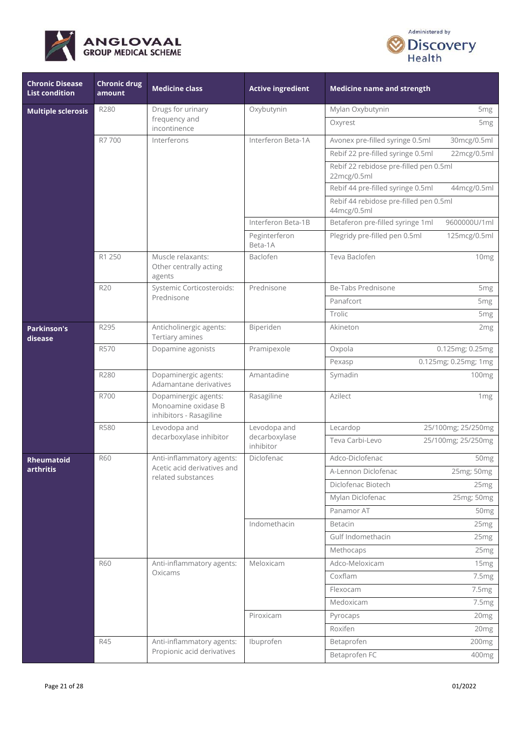| Chronic Disease List condition | Chronic drug amount | Medicine class | Active ingredient | Medicine name and strength | |
|---|---|---|---|---|---|
| **Multiple sclerosis** | R280 | Drugs for urinary frequency and incontinence | Oxybutynin | Mylan Oxybutynin | 5mg |
| | | | | Oxyrest | 5mg |
| | R7 700 | Interferons | Interferon Beta-1A | Avonex pre-filled syringe 0.5ml | 30mcg/0.5ml |
| | | | | Rebif 22 pre-filled syringe 0.5ml | 22mcg/0.5ml |
| | | | | Rebif 22 rebidose pre-filled pen 0.5ml 22mcg/0.5ml | |
| | | | | Rebif 44 pre-filled syringe 0.5ml | 44mcg/0.5ml |
| | | | | Rebif 44 rebidose pre-filled pen 0.5ml 44mcg/0.5ml | |
| | | | Interferon Beta-1B | Betaferon pre-filled syringe 1ml | 9600000U/1ml |
| | | | Peginterferon Beta-1A | Plegridy pre-filled pen 0.5ml | 125mcg/0.5ml |
| | R1 250 | Muscle relaxants: Other centrally acting agents | Baclofen | Teva Baclofen | 10mg |
| | R20 | Systemic Corticosteroids: Prednisone | Prednisone | Be-Tabs Prednisone | 5mg |
| | | | | Panafcort | 5mg |
| | | | | Trolic | 5mg |
| **Parkinson's disease** | R295 | Anticholinergic agents: Tertiary amines | Biperiden | Akineton | 2mg |
| | R570 | Dopamine agonists | Pramipexole | Oxpola | 0.125mg; 0.25mg |
| | | | | Pexasp | 0.125mg; 0.25mg; 1mg |
| | R280 | Dopaminergic agents: Adamantane derivatives | Amantadine | Symadin | 100mg |
| | R700 | Dopaminergic agents: Monoamine oxidase B inhibitors - Rasagiline | Rasagiline | Azilect | 1mg |
| | R580 | Levodopa and decarboxylase inhibitor | Levodopa and decarboxylase inhibitor | Lecardop | 25/100mg; 25/250mg |
| | | | | Teva Carbi-Levo | 25/100mg; 25/250mg |
| **Rheumatoid arthritis** | R60 | Anti-inflammatory agents: Acetic acid derivatives and related substances | Diclofenac | Adco-Diclofenac | 50mg |
| | | | | A-Lennon Diclofenac | 25mg; 50mg |
| | | | | Diclofenac Biotech | 25mg |
| | | | | Mylan Diclofenac | 25mg; 50mg |
| | | | | Panamor AT | 50mg |
| | | | Indomethacin | Betacin | 25mg |
| | | | | Gulf Indomethacin | 25mg |
| | | | | Methocaps | 25mg |
| | R60 | Anti-inflammatory agents: Oxicams | Meloxicam | Adco-Meloxicam | 15mg |
| | | | | Coxflam | 7.5mg |
| | | | | Flexocam | 7.5mg |
| | | | | Medoxicam | 7.5mg |
| | | | Piroxicam | Pyrocaps | 20mg |
| | | | | Roxifen | 20mg |
| | R45 | Anti-inflammatory agents: Propionic acid derivatives | Ibuprofen | Betaprofen | 200mg |
| | | | | Betaprofen FC | 400mg |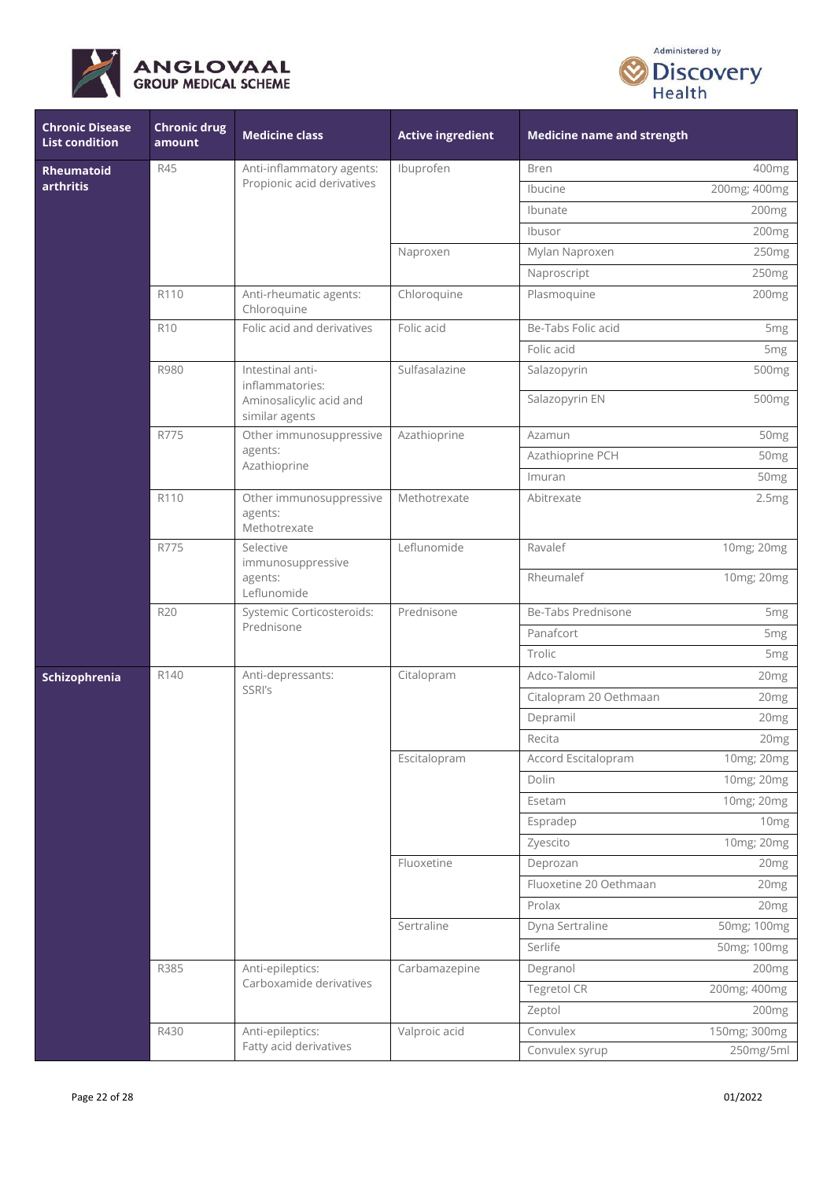| Chronic Disease List condition | Chronic drug amount | Medicine class | Active ingredient | Medicine name and strength | |
|---|---|---|---|---|---|
| **Rheumatoid arthritis** | R45 | Anti-inflammatory agents: Propionic acid derivatives | Ibuprofen | Bren | 400mg |
| | | | | Ibucine | 200mg; 400mg |
| | | | | Ibunate | 200mg |
| | | | | Ibusor | 200mg |
| | | | Naproxen | Mylan Naproxen | 250mg |
| | | | | Naproscript | 250mg |
| | R110 | Anti-rheumatic agents: Chloroquine | Chloroquine | Plasmoquine | 200mg |
| | R10 | Folic acid and derivatives | Folic acid | Be-Tabs Folic acid | 5mg |
| | | | | Folic acid | 5mg |
| | R980 | Intestinal anti-inflammatories: Aminosalicylic acid and similar agents | Sulfasalazine | Salazopyrin | 500mg |
| | | | | Salazopyrin EN | 500mg |
| | R775 | Other immunosuppressive agents: Azathioprine | Azathioprine | Azamun | 50mg |
| | | | | Azathioprine PCH | 50mg |
| | | | | Imuran | 50mg |
| | R110 | Other immunosuppressive agents: Methotrexate | Methotrexate | Abitrexate | 2.5mg |
| | R775 | Selective immunosuppressive agents: Leflunomide | Leflunomide | Ravalef | 10mg; 20mg |
| | | | | Rheumalef | 10mg; 20mg |
| | R20 | Systemic Corticosteroids: Prednisone | Prednisone | Be-Tabs Prednisone | 5mg |
| | | | | Panafcort | 5mg |
| | | | | Trolic | 5mg |
| **Schizophrenia** | R140 | Anti-depressants: SSRI's | Citalopram | Adco-Talomil | 20mg |
| | | | | Citalopram 20 Oethmaan | 20mg |
| | | | | Depramil | 20mg |
| | | | | Recita | 20mg |
| | | | Escitalopram | Accord Escitalopram | 10mg; 20mg |
| | | | | Dolin | 10mg; 20mg |
| | | | | Esetam | 10mg; 20mg |
| | | | | Espradep | 10mg |
| | | | | Zyescito | 10mg; 20mg |
| | | | Fluoxetine | Deprozan | 20mg |
| | | | | Fluoxetine 20 Oethmaan | 20mg |
| | | | | Prolax | 20mg |
| | | | Sertraline | Dyna Sertraline | 50mg; 100mg |
| | | | | Serlife | 50mg; 100mg |
| | R385 | Anti-epileptics: Carboxamide derivatives | Carbamazepine | Degranol | 200mg |
| | | | | Tegretol CR | 200mg; 400mg |
| | | | | Zeptol | 200mg |
| | R430 | Anti-epileptics: Fatty acid derivatives | Valproic acid | Convulex | 150mg; 300mg |
| | | | | Convulex syrup | 250mg/5ml |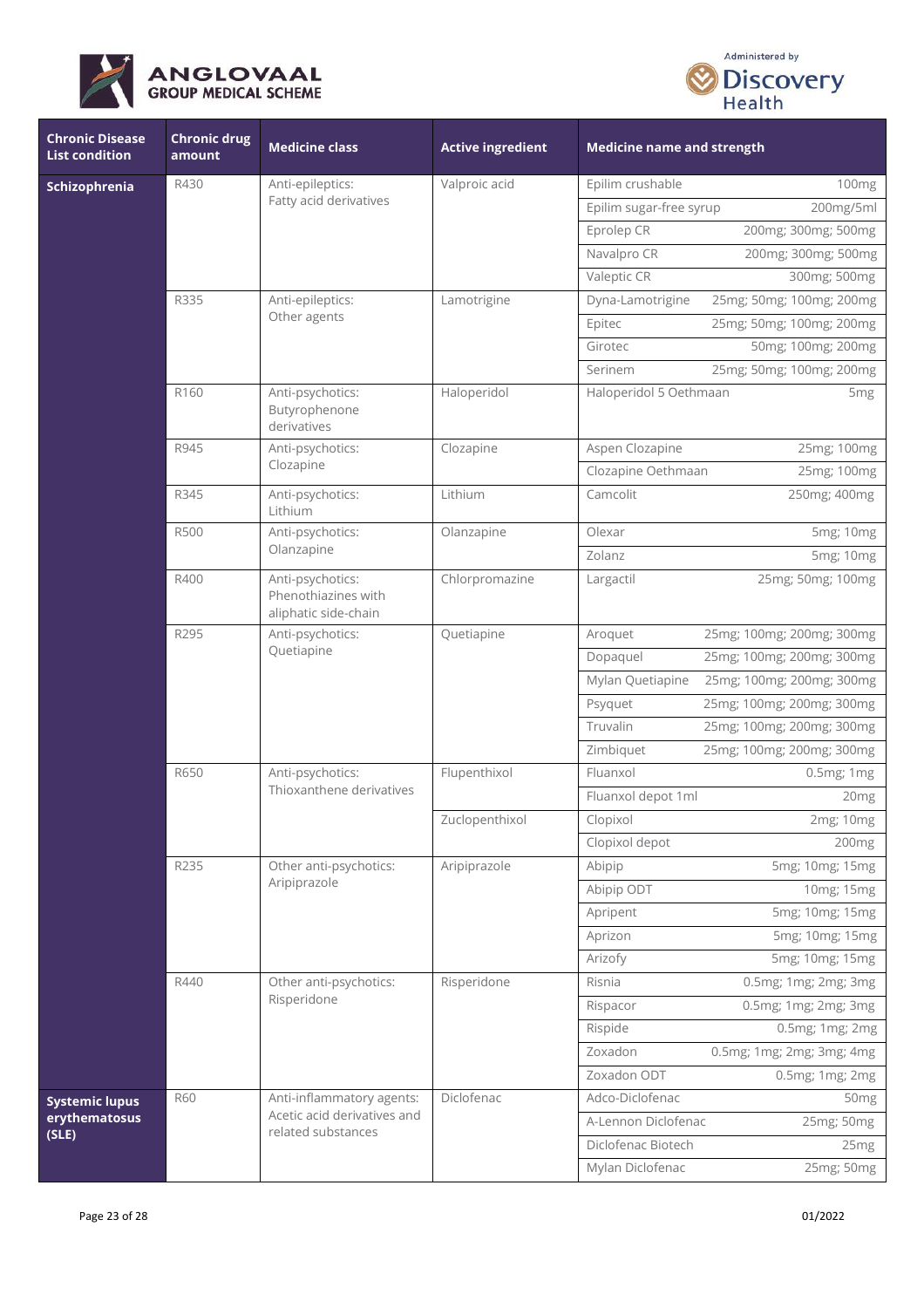| Chronic Disease List condition | Chronic drug amount | Medicine class | Active ingredient | Medicine name and strength | |
|---|---|---|---|---|---|
| **Schizophrenia** | R430 | Anti-epileptics: Fatty acid derivatives | Valproic acid | Epilim crushable | 100mg |
| | | | | Epilim sugar-free syrup | 200mg/5ml |
| | | | | Eprolep CR | 200mg; 300mg; 500mg |
| | | | | Navalpro CR | 200mg; 300mg; 500mg |
| | | | | Valeptic CR | 300mg; 500mg |
| | R335 | Anti-epileptics: Other agents | Lamotrigine | Dyna-Lamotrigine | 25mg; 50mg; 100mg; 200mg |
| | | | | Epitec | 25mg; 50mg; 100mg; 200mg |
| | | | | Girotec | 50mg; 100mg; 200mg |
| | | | | Serinem | 25mg; 50mg; 100mg; 200mg |
| | R160 | Anti-psychotics: Butyrophenone derivatives | Haloperidol | Haloperidol 5 Oethmaan | 5mg |
| | R945 | Anti-psychotics: Clozapine | Clozapine | Aspen Clozapine | 25mg; 100mg |
| | | | | Clozapine Oethmaan | 25mg; 100mg |
| | R345 | Anti-psychotics: Lithium | Lithium | Camcolit | 250mg; 400mg |
| | R500 | Anti-psychotics: Olanzapine | Olanzapine | Olexar | 5mg; 10mg |
| | | | | Zolanz | 5mg; 10mg |
| | R400 | Anti-psychotics: Phenothiazines with aliphatic side-chain | Chlorpromazine | Largactil | 25mg; 50mg; 100mg |
| | R295 | Anti-psychotics: Quetiapine | Quetiapine | Aroquet | 25mg; 100mg; 200mg; 300mg |
| | | | | Dopaquel | 25mg; 100mg; 200mg; 300mg |
| | | | | Mylan Quetiapine | 25mg; 100mg; 200mg; 300mg |
| | | | | Psyquet | 25mg; 100mg; 200mg; 300mg |
| | | | | Truvalin | 25mg; 100mg; 200mg; 300mg |
| | | | | Zimbiquet | 25mg; 100mg; 200mg; 300mg |
| | R650 | Anti-psychotics: Thioxanthene derivatives | Flupenthixol | Fluanxol | 0.5mg; 1mg |
| | | | | Fluanxol depot 1ml | 20mg |
| | | | Zuclopenthixol | Clopixol | 2mg; 10mg |
| | | | | Clopixol depot | 200mg |
| | R235 | Other anti-psychotics: Aripiprazole | Aripiprazole | Abipip | 5mg; 10mg; 15mg |
| | | | | Abipip ODT | 10mg; 15mg |
| | | | | Apripent | 5mg; 10mg; 15mg |
| | | | | Aprizon | 5mg; 10mg; 15mg |
| | | | | Arizofy | 5mg; 10mg; 15mg |
| | R440 | Other anti-psychotics: Risperidone | Risperidone | Risnia | 0.5mg; 1mg; 2mg; 3mg |
| | | | | Rispacor | 0.5mg; 1mg; 2mg; 3mg |
| | | | | Rispide | 0.5mg; 1mg; 2mg |
| | | | | Zoxadon | 0.5mg; 1mg; 2mg; 3mg; 4mg |
| | | | | Zoxadon ODT | 0.5mg; 1mg; 2mg |
| **Systemic lupus erythematosus (SLE)** | R60 | Anti-inflammatory agents: Acetic acid derivatives and related substances | Diclofenac | Adco-Diclofenac | 50mg |
| | | | | A-Lennon Diclofenac | 25mg; 50mg |
| | | | | Diclofenac Biotech | 25mg |
| | | | | Mylan Diclofenac | 25mg; 50mg |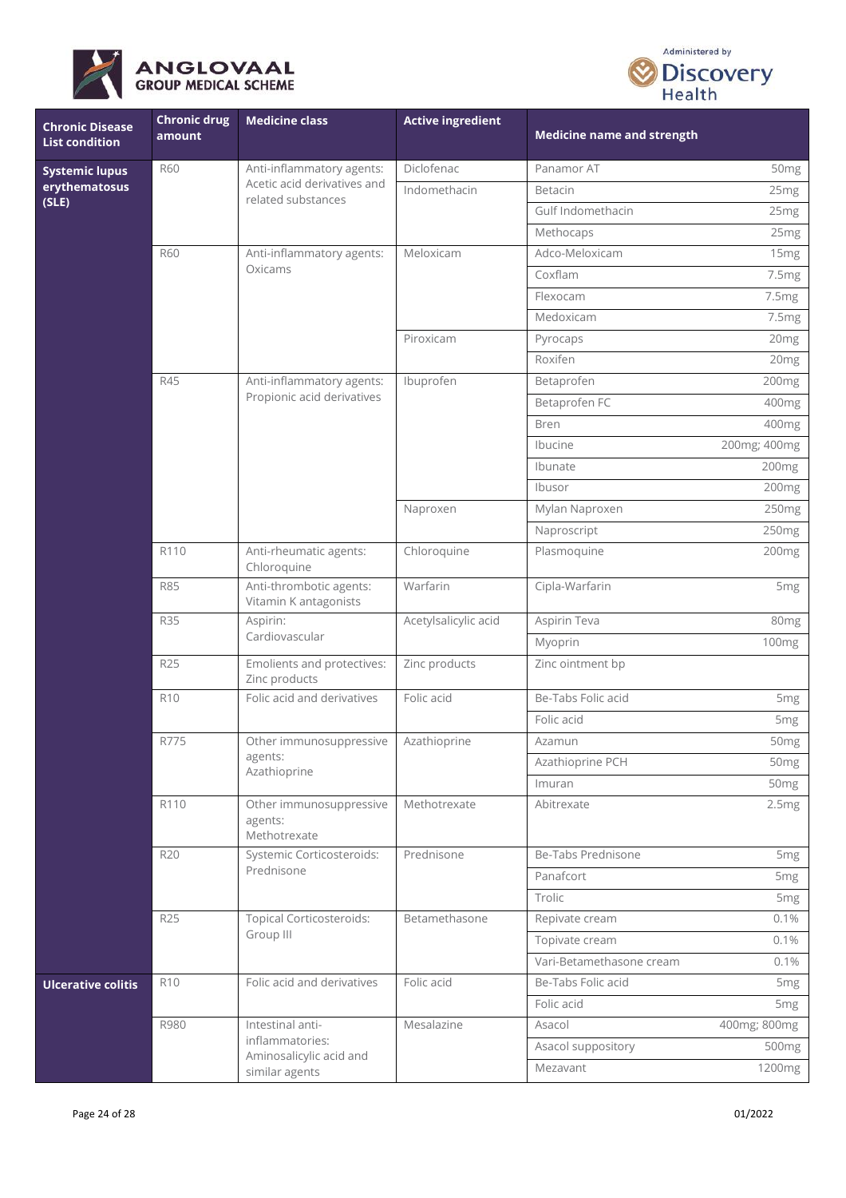| Chronic Disease List condition | Chronic drug amount | Medicine class | Active ingredient | Medicine name and strength | |
|---|---|---|---|---|---|
| **Systemic lupus erythematosus (SLE)** | R60 | Anti-inflammatory agents: Acetic acid derivatives and related substances | Diclofenac | Panamor AT | 50mg |
| | | | Indomethacin | Betacin | 25mg |
| | | | | Gulf Indomethacin | 25mg |
| | | | | Methocaps | 25mg |
| | R60 | Anti-inflammatory agents: Oxicams | Meloxicam | Adco-Meloxicam | 15mg |
| | | | | Coxflam | 7.5mg |
| | | | | Flexocam | 7.5mg |
| | | | | Medoxicam | 7.5mg |
| | | | Piroxicam | Pyrocaps | 20mg |
| | | | | Roxifen | 20mg |
| | R45 | Anti-inflammatory agents: Propionic acid derivatives | Ibuprofen | Betaprofen | 200mg |
| | | | | Betaprofen FC | 400mg |
| | | | | Bren | 400mg |
| | | | | Ibucine | 200mg; 400mg |
| | | | | Ibunate | 200mg |
| | | | | Ibusor | 200mg |
| | | | Naproxen | Mylan Naproxen | 250mg |
| | | | | Naproscript | 250mg |
| | R110 | Anti-rheumatic agents: Chloroquine | Chloroquine | Plasmoquine | 200mg |
| | R85 | Anti-thrombotic agents: Vitamin K antagonists | Warfarin | Cipla-Warfarin | 5mg |
| | R35 | Aspirin: Cardiovascular | Acetylsalicylic acid | Aspirin Teva | 80mg |
| | | | | Myoprin | 100mg |
| | R25 | Emolients and protectives: Zinc products | Zinc products | Zinc ointment bp | |
| | R10 | Folic acid and derivatives | Folic acid | Be-Tabs Folic acid | 5mg |
| | | | | Folic acid | 5mg |
| | R775 | Other immunosuppressive agents: Azathioprine | Azathioprine | Azamun | 50mg |
| | | | | Azathioprine PCH | 50mg |
| | | | | Imuran | 50mg |
| | R110 | Other immunosuppressive agents: Methotrexate | Methotrexate | Abitrexate | 2.5mg |
| | R20 | Systemic Corticosteroids: Prednisone | Prednisone | Be-Tabs Prednisone | 5mg |
| | | | | Panafcort | 5mg |
| | | | | Trolic | 5mg |
| | R25 | Topical Corticosteroids: Group III | Betamethasone | Repivate cream | 0.1% |
| | | | | Topivate cream | 0.1% |
| | | | | Vari-Betamethasone cream | 0.1% |
| **Ulcerative colitis** | R10 | Folic acid and derivatives | Folic acid | Be-Tabs Folic acid | 5mg |
| | | | | Folic acid | 5mg |
| | R980 | Intestinal anti-inflammatories: Aminosalicylic acid and similar agents | Mesalazine | Asacol | 400mg; 800mg |
| | | | | Asacol suppository | 500mg |
| | | | | Mezavant | 1200mg |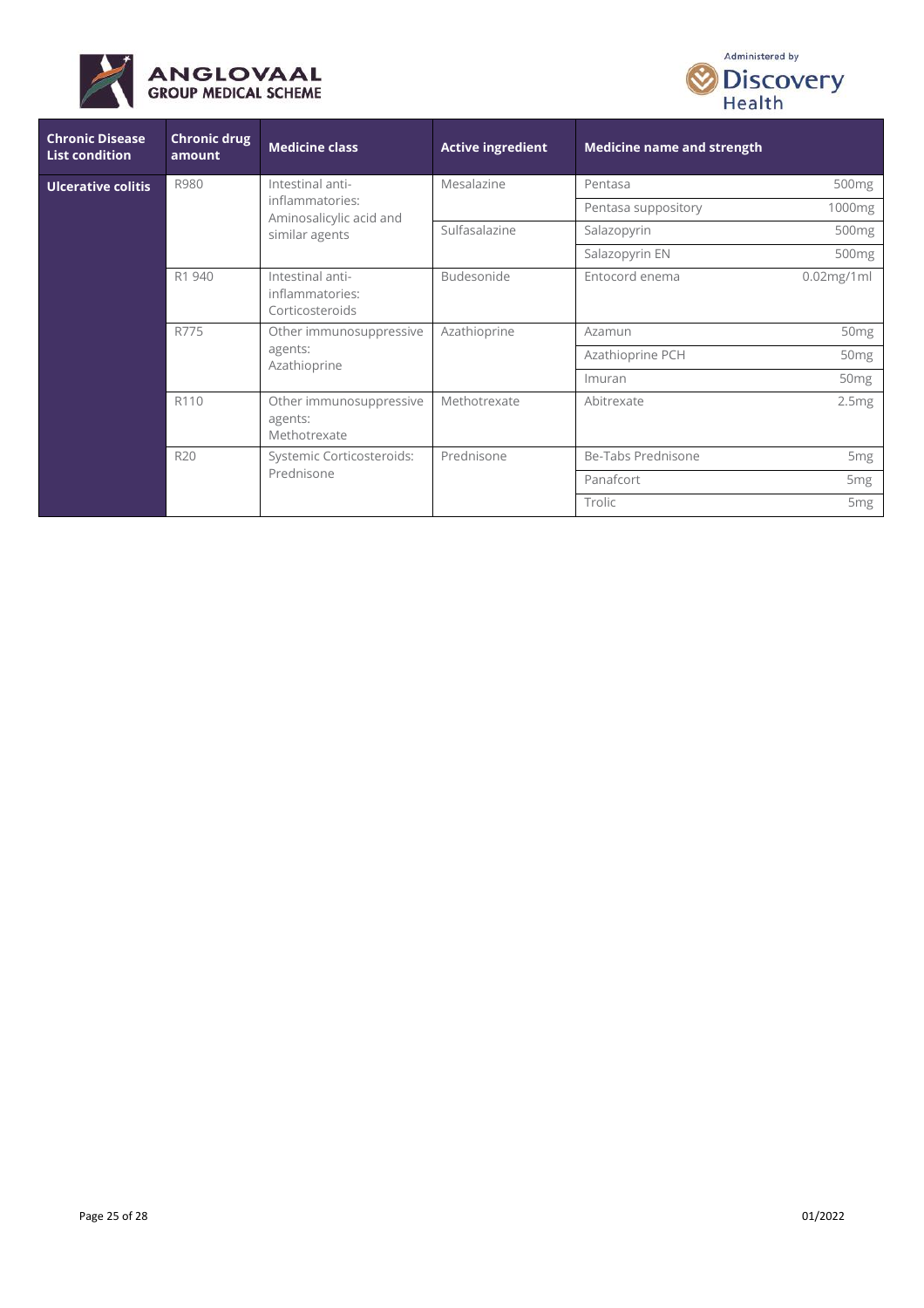| Chronic Disease List condition | Chronic drug amount | Medicine class | Active ingredient | Medicine name and strength | |
|---|---|---|---|---|---|
| **Ulcerative colitis** | R980 | Intestinal anti-inflammatories: Aminosalicylic acid and similar agents | Mesalazine | Pentasa | 500mg |
| | | | | Pentasa suppository | 1000mg |
| | | | Sulfasalazine | Salazopyrin | 500mg |
| | | | | Salazopyrin EN | 500mg |
| | R1 940 | Intestinal anti-inflammatories: Corticosteroids | Budesonide | Entocord enema | 0.02mg/1ml |
| | R775 | Other immunosuppressive agents: Azathioprine | Azathioprine | Azamun | 50mg |
| | | | | Azathioprine PCH | 50mg |
| | | | | Imuran | 50mg |
| | R110 | Other immunosuppressive agents: Methotrexate | Methotrexate | Abitrexate | 2.5mg |
| | R20 | Systemic Corticosteroids: Prednisone | Prednisone | Be-Tabs Prednisone | 5mg |
| | | | | Panafcort | 5mg |
| | | | | Trolic | 5mg |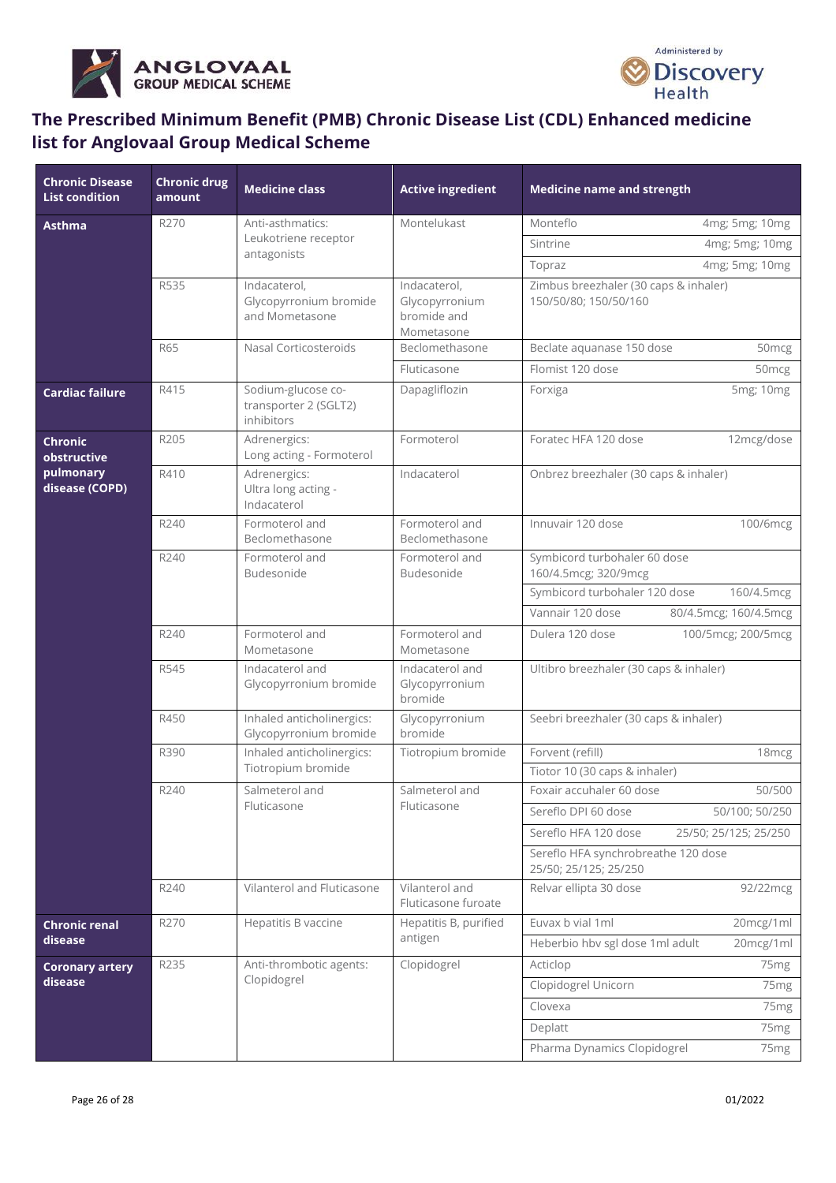# The Prescribed Minimum Benefit (PMB) Chronic Disease List (CDL) Enhanced medicine list for Anglovaal Group Medical Scheme

| Chronic Disease List condition | Chronic drug amount | Medicine class | Active ingredient | Medicine name and strength |
|---|---|---|---|---|
| **Asthma** | R270 | Anti-asthmatics: Leukotriene receptor antagonists | Montelukast | Monteflo 4mg; 5mg; 10mg |
| | | | | Sintrine 4mg; 5mg; 10mg |
| | | | | Topraz 4mg; 5mg; 10mg |
| | R535 | Indacaterol, Glycopyrronium bromide and Mometasone | Indacaterol, Glycopyrronium bromide and Mometasone | Zimbus breezhaler (30 caps & inhaler) 150/50/80; 150/50/160 |
| | R65 | Nasal Corticosteroids | Beclomethasone | Beclate aquanase 150 dose 50mcg |
| | | | Fluticasone | Flomist 120 dose 50mcg |
| **Cardiac failure** | R415 | Sodium-glucose co-transporter 2 (SGLT2) inhibitors | Dapagliflozin | Forxiga 5mg; 10mg |
| **Chronic obstructive pulmonary disease (COPD)** | R205 | Adrenergics: Long acting - Formoterol | Formoterol | Foratec HFA 120 dose 12mcg/dose |
| | R410 | Adrenergics: Ultra long acting - Indacaterol | Indacaterol | Onbrez breezhaler (30 caps & inhaler) |
| | R240 | Formoterol and Beclomethasone | Formoterol and Beclomethasone | Innuvair 120 dose 100/6mcg |
| | R240 | Formoterol and Budesonide | Formoterol and Budesonide | Symbicord turbohaler 60 dose 160/4.5mcg; 320/9mcg |
| | | | | Symbicord turbohaler 120 dose 160/4.5mcg |
| | | | | Vannair 120 dose 80/4.5mcg; 160/4.5mcg |
| | R240 | Formoterol and Mometasone | Formoterol and Mometasone | Dulera 120 dose 100/5mcg; 200/5mcg |
| | R545 | Indacaterol and Glycopyrronium bromide | Indacaterol and Glycopyrronium bromide | Ultibro breezhaler (30 caps & inhaler) |
| | R450 | Inhaled anticholinergics: Glycopyrronium bromide | Glycopyrronium bromide | Seebri breezhaler (30 caps & inhaler) |
| | R390 | Inhaled anticholinergics: Tiotropium bromide | Tiotropium bromide | Forvent (refill) 18mcg |
| | | | | Tiotor 10 (30 caps & inhaler) |
| | R240 | Salmeterol and Fluticasone | Salmeterol and Fluticasone | Foxair accuhaler 60 dose 50/500 |
| | | | | Sereflo DPI 60 dose 50/100; 50/250 |
| | | | | Sereflo HFA 120 dose 25/50; 25/125; 25/250 |
| | | | | Sereflo HFA synchrobreathe 120 dose 25/50; 25/125; 25/250 |
| | R240 | Vilanterol and Fluticasone | Vilanterol and Fluticasone furoate | Relvar ellipta 30 dose 92/22mcg |
| **Chronic renal disease** | R270 | Hepatitis B vaccine | Hepatitis B, purified antigen | Euvax b vial 1ml 20mcg/1ml |
| | | | | Heberbio hbv sgl dose 1ml adult 20mcg/1ml |
| **Coronary artery disease** | R235 | Anti-thrombotic agents: Clopidogrel | Clopidogrel | Acticlop 75mg |
| | | | | Clopidogrel Unicorn 75mg |
| | | | | Clovexa 75mg |
| | | | | Deplatt 75mg |
| | | | | Pharma Dynamics Clopidogrel 75mg |

01/2022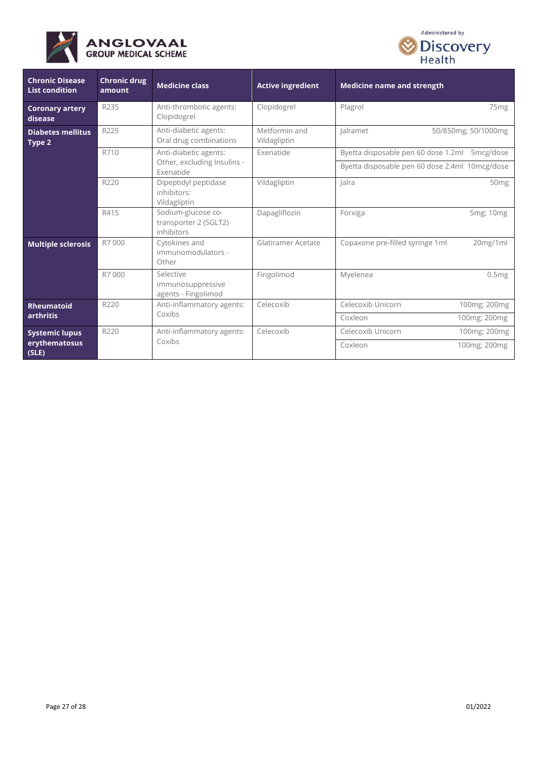| Chronic Disease List condition | Chronic drug amount | Medicine class | Active ingredient | Medicine name and strength | |
|---|---|---|---|---|---|
| **Coronary artery disease** | R235 | Anti-thrombotic agents: Clopidogrel | Clopidogrel | Plagrol | 75mg |
| **Diabetes mellitus Type 2** | R225 | Anti-diabetic agents: Oral drug combinations | Metformin and Vildagliptin | Jalramet | 50/850mg; 50/1000mg |
| | R710 | Anti-diabetic agents: Other, excluding Insulins - Exenatide | Exenatide | Byetta disposable pen 60 dose 1.2ml | 5mcg/dose |
| | | | | Byetta disposable pen 60 dose 2.4ml | 10mcg/dose |
| | R220 | Dipeptidyl peptidase inhibitors: Vildagliptin | Vildagliptin | Jalra | 50mg |
| | R415 | Sodium-glucose co-transporter 2 (SGLT2) inhibitors | Dapagliflozin | Forxiga | 5mg; 10mg |
| **Multiple sclerosis** | R7 000 | Cytokines and immunomodulators - Other | Glatiramer Acetate | Copaxone pre-filled syringe 1ml | 20mg/1ml |
| | R7 000 | Selective immunosuppressive agents - Fingolimod | Fingolimod | Myelenea | 0.5mg |
| **Rheumatoid arthritis** | R220 | Anti-inflammatory agents: Coxibs | Celecoxib | Celecoxib Unicorn | 100mg; 200mg |
| | | | | Coxleon | 100mg; 200mg |
| **Systemic lupus erythematosus (SLE)** | R220 | Anti-inflammatory agents: Coxibs | Celecoxib | Celecoxib Unicorn | 100mg; 200mg |
| | | | | Coxleon | 100mg; 200mg |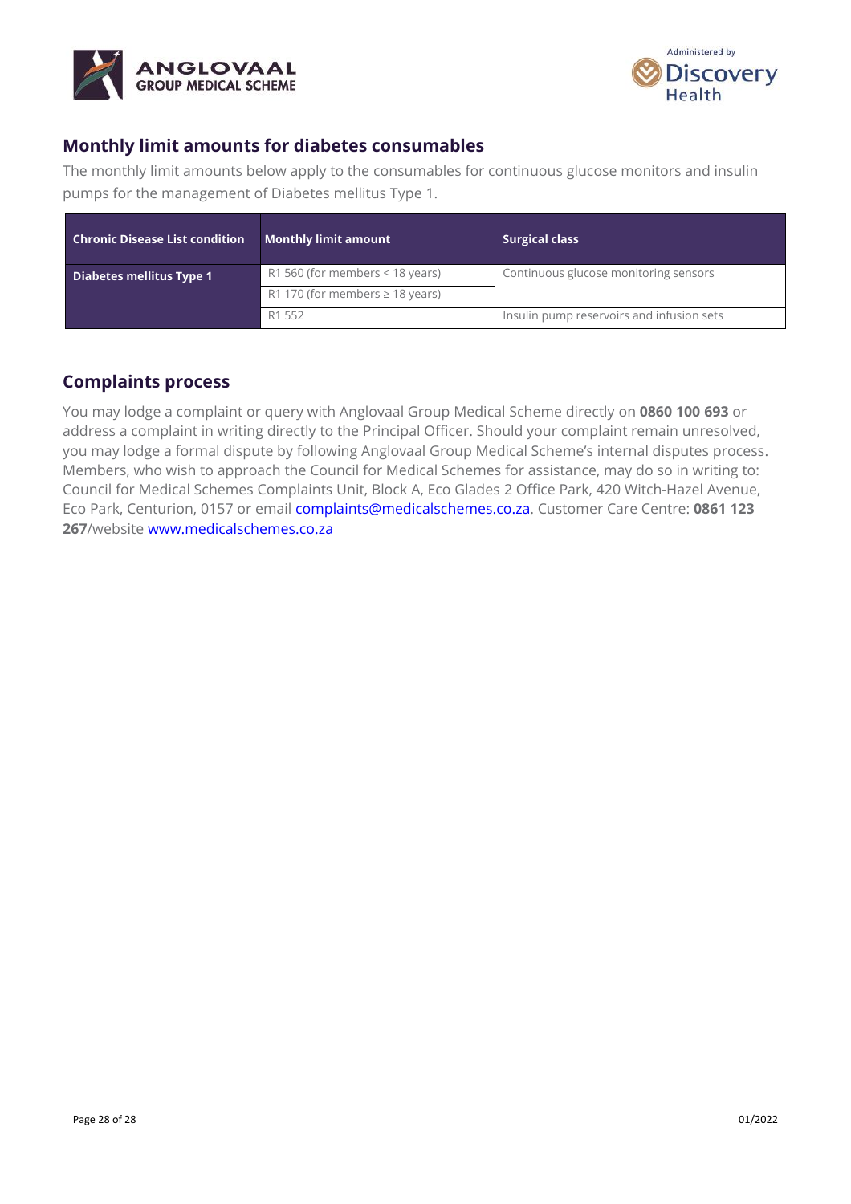## Monthly limit amounts for diabetes consumables

The monthly limit amounts below apply to the consumables for continuous glucose monitors and insulin pumps for the management of Diabetes mellitus Type 1.

| Chronic Disease List condition | Monthly limit amount | Surgical class |
|---|---|---|
| Diabetes mellitus Type 1 | R1 560 (for members < 18 years) | Continuous glucose monitoring sensors |
| | R1 170 (for members ≥ 18 years) | |
| | R1 552 | Insulin pump reservoirs and infusion sets |

## Complaints process

You may lodge a complaint or query with Anglovaal Group Medical Scheme directly on **0860 100 693** or address a complaint in writing directly to the Principal Officer. Should your complaint remain unresolved, you may lodge a formal dispute by following Anglovaal Group Medical Scheme's internal disputes process. Members, who wish to approach the Council for Medical Schemes for assistance, may do so in writing to: Council for Medical Schemes Complaints Unit, Block A, Eco Glades 2 Office Park, 420 Witch-Hazel Avenue, Eco Park, Centurion, 0157 or email complaints@medicalschemes.co.za. Customer Care Centre: **0861 123 267**/website www.medicalschemes.co.za